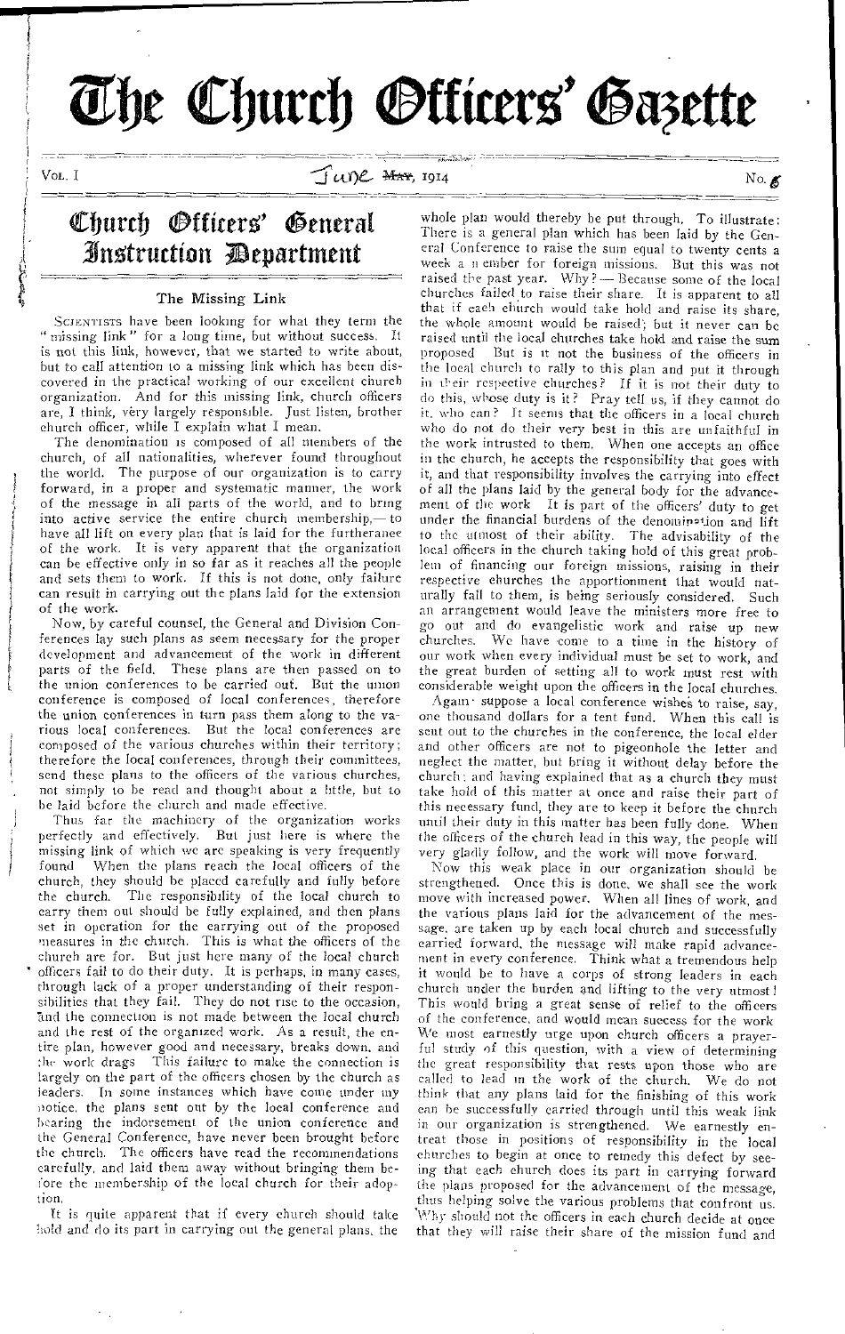# The Church Officers' Gazette

Vol. I — June ~~May~~, 1914 — No. 6

## Church Officers' General Instruction Department

### The Missing Link

Scientists have been looking for what they term the "missing link" for a long time, but without success. It is not this link, however, that we started to write about, but to call attention to a missing link which has been discovered in the practical working of our excellent church organization. And for this missing link, church officers are, I think, very largely responsible. Just listen, brother church officer, while I explain what I mean.

The denomination is composed of all members of the church, of all nationalities, wherever found throughout the world. The purpose of our organization is to carry forward, in a proper and systematic manner, the work of the message in all parts of the world, and to bring into active service the entire church membership,— to have all lift on every plan that is laid for the furtherance of the work. It is very apparent that the organization can be effective only in so far as it reaches all the people and sets them to work. If this is not done, only failure can result in carrying out the plans laid for the extension of the work.

Now, by careful counsel, the General and Division Conferences lay such plans as seem necessary for the proper development and advancement of the work in different parts of the field. These plans are then passed on to the union conferences to be carried out. But the union conference is composed of local conferences, therefore the union conferences in turn pass them along to the various local conferences. But the local conferences are composed of the various churches within their territory; therefore the local conferences, through their committees, send these plans to the officers of the various churches, not simply to be read and thought about a little, but to be laid before the church and made effective.

Thus far the machinery of the organization works perfectly and effectively. But just here is where the missing link of which we are speaking is very frequently found. When the plans reach the local officers of the church, they should be placed carefully and fully before the church. The responsibility of the local church to carry them out should be fully explained, and then plans set in operation for the carrying out of the proposed measures in the church. This is what the officers of the church are for. But just here many of the local church officers fail to do their duty. It is perhaps, in many cases, through lack of a proper understanding of their responsibilities that they fail. They do not rise to the occasion, and the connection is not made between the local church and the rest of the organized work. As a result, the entire plan, however good and necessary, breaks down, and the work drags. This failure to make the connection is largely on the part of the officers chosen by the church as leaders. In some instances which have come under my notice, the plans sent out by the local conference and bearing the indorsement of the union conference and the General Conference, have never been brought before the church. The officers have read the recommendations carefully, and laid them away without bringing them before the membership of the local church for their adoption.

It is quite apparent that if every church should take hold and do its part in carrying out the general plans, the whole plan would thereby be put through. To illustrate: There is a general plan which has been laid by the General Conference to raise the sum equal to twenty cents a week a member for foreign missions. But this was not raised the past year. Why? — Because some of the local churches failed to raise their share. It is apparent to all that if each church would take hold and raise its share, the whole amount would be raised; but it never can be raised until the local churches take hold and raise the sum proposed. But is it not the business of the officers in the local church to rally to this plan and put it through in their respective churches? If it is not their duty to do this, whose duty is it? Pray tell us, if they cannot do it, who can? It seems that the officers in a local church who do not do their very best in this are unfaithful in the work intrusted to them. When one accepts an office in the church, he accepts the responsibility that goes with it, and that responsibility involves the carrying into effect of all the plans laid by the general body for the advancement of the work. It is part of the officers' duty to get under the financial burdens of the denomination and lift to the utmost of their ability. The advisability of the local officers in the church taking hold of this great problem of financing our foreign missions, raising in their respective churches the apportionment that would naturally fall to them, is being seriously considered. Such an arrangement would leave the ministers more free to go out and do evangelistic work and raise up new churches. We have come to a time in the history of our work when every individual must be set to work, and the great burden of setting all to work must rest with considerable weight upon the officers in the local churches.

Again: suppose a local conference wishes to raise, say, one thousand dollars for a tent fund. When this call is sent out to the churches in the conference, the local elder and other officers are not to pigeonhole the letter and neglect the matter, but bring it without delay before the church; and having explained that as a church they must take hold of this matter at once and raise their part of this necessary fund, they are to keep it before the church until their duty in this matter has been fully done. When the officers of the church lead in this way, the people will very gladly follow, and the work will move forward.

Now this weak place in our organization should be strengthened. Once this is done, we shall see the work move with increased power. When all lines of work, and the various plans laid for the advancement of the message, are taken up by each local church and successfully carried forward, the message will make rapid advancement in every conference. Think what a tremendous help it would be to have a corps of strong leaders in each church under the burden and lifting to the very utmost! This would bring a great sense of relief to the officers of the conference, and would mean success for the work. We most earnestly urge upon church officers a prayerful study of this question, with a view of determining the great responsibility that rests upon those who are called to lead in the work of the church. We do not think that any plans laid for the finishing of this work can be successfully carried through until this weak link in our organization is strengthened. We earnestly entreat those in positions of responsibility in the local churches to begin at once to remedy this defect by seeing that each church does its part in carrying forward the plans proposed for the advancement of the message, thus helping solve the various problems that confront us. Why should not the officers in each church decide at once that they will raise their share of the mission fund and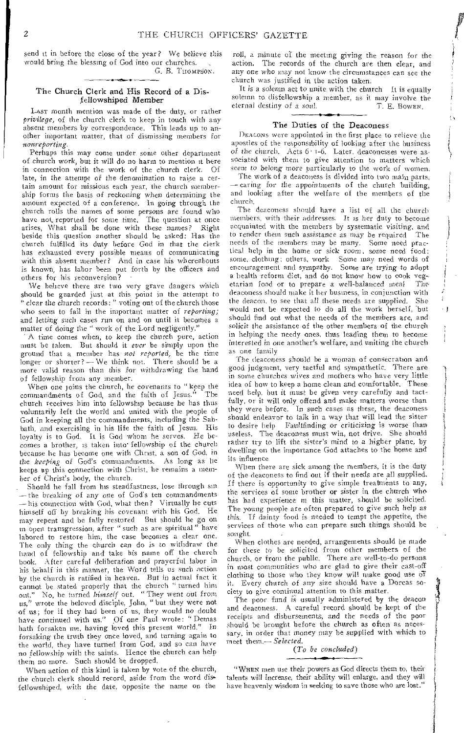send it in before the close of the year? We believe this would bring the blessing of God into our churches.

G. B. THOMPSON.

## The Church Clerk and His Record of a Disfellowshiped Member

LAST month mention was made of the duty, or rather *privilege*, of the church clerk to keep in touch with any absent members by correspondence. This leads up to another important matter, that of dismissing members for *nonreporting*.

Perhaps this may come under some other department of church work, but it will do no harm to mention it here in connection with the work of the church clerk. Of late, in the attempt of the denomination to raise a certain amount for missions each year, the church membership forms the basis of reckoning when determining the amount expected of a conference. In going through the church rolls the names of some persons are found who have not reported for some time. The question at once arises, What shall be done with these names? Right beside this question another should be asked: Has the church fulfilled its duty before God in that the clerk has exhausted every possible means of communicating with this absent member? And in case his whereabouts is known, has labor been put forth by the officers and others for his reconversion?

We believe there are two very grave dangers which should be guarded just at this point in the attempt to "clear the church records:" voting out of the church those who seem to fail in the important matter of *reporting;* and letting such cases run on and on until it becomes a matter of doing the "work of the Lord negligently."

A time comes when, to keep the church pure, action must be taken. But should it *ever* be simply upon the ground that a member has *not reported*, be the time longer or shorter? — We think not. There should be a more valid reason than this for withdrawing the hand of fellowship from any member.

When one joins the church, he covenants to "keep the commandments of God, and the faith of Jesus." The church receives him into fellowship because he has thus voluntarily left the world and united with the people of God in keeping all the commandments, including the Sabbath, and exercising in his life the faith of Jesus. His loyalty is to God. It is God whom he serves. He becomes a brother, is taken into fellowship of the church because he has become one with Christ, a son of God, in the *keeping* of God's commandments. As long as he keeps up this connection with Christ, he remains a member of Christ's body, the church.

Should he fall from his steadfastness, lose through sin — the breaking of any one of God's ten commandments — his connection with God, what then? Virtually he cuts himself off by breaking his covenant with his God. He may repent and be fully restored But should he go on in open transgression, after "such as are spiritual" have labored to restore him, the case becomes a clear one. The only thing the church can do is to withdraw the hand of fellowship and take his name off the church book. After careful deliberation and prayerful labor in his behalf in this manner, the Word tells us such action by the church is ratified in heaven. But in actual fact it cannot be stated properly that the church "turned him out." No, he turned *himself* out. "They went out from us," wrote the beloved disciple, John, "but they were not of us; for if they had been of us, they would no doubt have continued with us." Of one Paul wrote: "Demas hath forsaken me, having loved this present world." In forsaking the truth they once loved, and turning again to the world, they have turned from God, and so can have no fellowship with the saints. Hence the church can help them no more. Such should be dropped.

When action of this kind is taken by vote of the church, the church clerk should record, aside from the word disfellowshiped, with the date, opposite the name on the roll, a minute of the meeting giving the reason for the action. The records of the church are then clear, and any one who may not know the circumstances can see the church was justified in the action taken.

It is a solemn act to unite with the church It is equally solemn to disfellowship a member, as it may involve the eternal destiny of a soul.

T. E. BOWEN.

## The Duties of the Deaconess

DEACONS were appointed in the first place to relieve the apostles of the responsibility of looking after the business of the church. Acts 6: 1-6. Later, deaconesses were associated with them to give attention to matters which seem to belong more particularly to the work of women.

The work of a deaconess is divided into two main parts, — caring for the appointments of the church building, and looking after the welfare of the members of the church.

The deaconess should have a list of all the church members, with their addresses. It is her duty to become acquainted with the members by systematic visiting, and to render them such assistance as may be required The needs of the members may be many. Some need practical help in the home or sick room, some need food: some, clothing; others, work Some may need words of encouragement and sympathy. Some are trying to adopt a health reform diet, and do not know how to cook vegetarian food or to prepare a well-balanced meal The deaconess should make it her business, in conjunction with the deacon, to see that all these needs are supplied. She would not be expected to do all the work herself, but should find out what the needs of the members are, and solicit the assistance of the other members of the church in helping the needy ones, thus leading them to become interested in one another's welfare, and uniting the church as one family

The deaconess should be a woman of consecration and good judgment, very tactful and sympathetic. There are in some churches wives and mothers who have very little idea of how to keep a home clean and comfortable. These need help, but it must be given very carefully and tactfully, or it will only offend and make matters worse than they were before. In such cases as these, the deaconess should endeavor to talk in a way that will lead the sister to desire help Faultfinding or criticizing is worse than useless. The deaconess must win, not drive. She should rather try to lift the sister's mind to a higher plane, by dwelling on the importance God attaches to the home and its influence

When there are sick among the members, it is the duty of the deaconess to find out if their needs are all supplied. If there is opportunity to give simple treatments to any, the services of some brother or sister in the church who has had experience in this matter, should be solicited. The young people are often prepared to give such help as this. If dainty food is needed to tempt the appetite, the services of those who can prepare such things should be sought.

When clothes are needed, arrangements should be made for these to be solicited from other members of the church, or from the public. There are well-to-do persons in most communities who are glad to give their cast-off clothing to those who they know will make good use of it. Every church of any size should have a Dorcas society to give continual attention to this matter.

The poor fund is usually administered by the deacon and deaconess. A careful record should be kept of the receipts and disbursements, and the needs of the poor should be brought before the church as often as necessary, in order that money may be supplied with which to meet them.— *Selected.*

*(To be concluded)*

"WHEN men use their powers as God directs them to, their talents will increase, their ability will enlarge, and they will have heavenly wisdom in seeking to save those who are lost."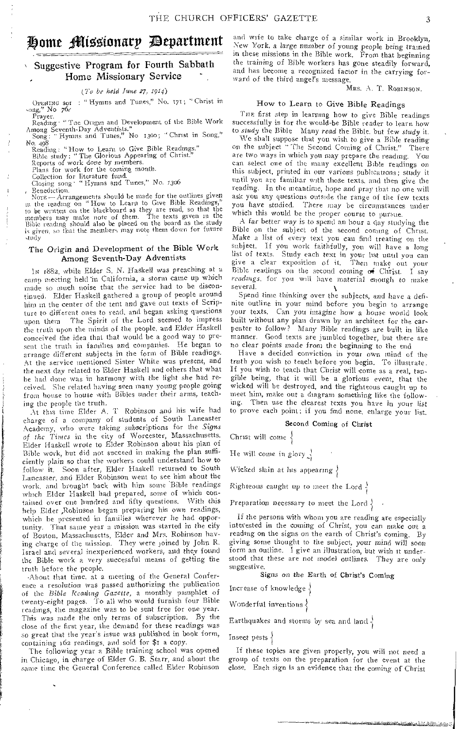# Home Missionary Department

## Suggestive Program for Fourth Sabbath Home Missionary Service

*(To be held June 27, 1914)*

Opening song: "Hymns and Tunes," No. 171; "Christ in Song," No. 76.

Prayer.

Reading: "The Origin and Development of the Bible Work Among Seventh-Day Adventists."

Song: "Hymns and Tunes," No. 1300; "Christ in Song," No. 498.

Reading: "How to Learn to Give Bible Readings."

Bible study: "The Glorious Appearing of Christ."

Reports of work done by members.

Plans for work for the coming month.

Collection for literature fund.

Closing song: "Hymns and Tunes," No. 1306.

Benediction.

Note — Arrangements should be made for the outlines given in the reading on "How to Learn to Give Bible Readings," to be written on the blackboard as they are read, so that the members may make note of them. The texts given in the Bible reading should also be placed on the board as the study is given, so that the members may note them down for future study.

### The Origin and Development of the Bible Work Among Seventh-Day Adventists

In 1882, while Elder S. N. Haskell was preaching at a camp meeting held in California, a storm came up which made so much noise that the service had to be discontinued. Elder Haskell gathered a group of people around him in the center of the tent and gave out texts of Scripture to different ones to read, and began asking questions upon them. The Spirit of the Lord seemed to impress the truth upon the minds of the people, and Elder Haskell conceived the idea that that would be a good way to present the truth in families and companies. He began to arrange different subjects in the form of Bible readings. At the service mentioned Sister White was present, and the next day related to Elder Haskell and others that what he had done was in harmony with the light she had received. She related having seen many young people going from house to house with Bibles under their arms, teaching the people the truth.

At this time Elder A. T. Robinson and his wife had charge of a company of students of South Lancaster Academy, who were taking subscriptions for the *Signs of the Times* in the city of Worcester, Massachusetts. Elder Haskell wrote to Elder Robinson about his plan of Bible work, but did not succeed in making the plan sufficiently plain so that the workers could understand how to follow it. Soon after, Elder Haskell returned to South Lancaster, and Elder Robinson went to see him about the work, and brought back with him some Bible readings which Elder Haskell had prepared, some of which contained over one hundred and fifty questions. With this help Elder Robinson began preparing his own readings, which he presented in families wherever he had opportunity. That same year a mission was started in the city of Boston, Massachusetts, Elder and Mrs. Robinson having charge of the mission. They were joined by John R. Israel and several inexperienced workers, and they found the Bible work a very successful means of getting the truth before the people.

About that time, at a meeting of the General Conference a resolution was passed authorizing the publication of the *Bible Reading Gazette*, a monthly pamphlet of twenty-eight pages. To all who would furnish four Bible readings, the magazine was to be sent free for one year. This was made the only terms of subscription. By the close of the first year, the demand for these readings was so great that the year's issue was published in book form, containing 162 readings, and sold for $1 a copy.

The following year a Bible training school was opened in Chicago, in charge of Elder G. B. Starr, and about the same time the General Conference called Elder Robinson and wife to take charge of a similar work in Brooklyn, New York, a large number of young people being trained in these missions in the Bible work. From that beginning the training of Bible workers has gone steadily forward, and has become a recognized factor in the carrying forward of the third angel's message.

Mrs. A. T. Robinson.

### How to Learn to Give Bible Readings

The first step in learning how to give Bible readings successfully is for the would-be Bible reader to learn how to *study* the Bible. Many *read* the Bible, but few *study* it.

We shall suppose that you wish to give a Bible reading on the subject "The Second Coming of Christ." There are two ways in which you may prepare the reading. You can select one of the many excellent Bible readings on this subject, printed in our various publications; study it until you are familiar with those texts, and then give the reading. In the meantime, hope and pray that no one will ask you any questions outside the range of the few texts you have studied. There may be circumstances under which this would be the proper course to pursue.

A far better way is to spend an hour a day studying the Bible on the subject of the second coming of Christ. Make a list of every text you can find treating on the subject. If you work faithfully, you will have a long list of texts. Study each text in your list until you can give a clear exposition of it. Then make out your Bible readings on the second coming of Christ. I say *readings*, for you will have material enough to make several.

Spend time thinking over the subjects, and have a definite outline in your mind before you begin to arrange your texts. Can you imagine how a house would look built without any plan drawn by an architect for the carpenter to follow? Many Bible readings are built in like manner. Good texts are jumbled together, but there are no clear points made from the beginning to the end.

Have a decided conviction in your own mind of the truth you wish to teach before you begin. To illustrate: If you wish to teach that Christ will come as a real, tangible being, that it will be a glorious event, that the wicked will be destroyed, and the righteous caught up to meet him, make out a diagram something like the following. Then use the clearest texts you have in your list to prove each point; if you find none, enlarge your list.

**Second Coming of Christ**

Christ will come }

He will come in glory }

Wicked slain at his appearing }

Righteous caught up to meet the Lord }

Preparation necessary to meet the Lord }

If the persons with whom you are reading are especially interested in the coming of Christ, you can make out a reading on the signs on the earth of Christ's coming. By giving some thought to the subject, your mind will soon form an outline. I give an illustration, but wish it understood that these are not model outlines. They are only suggestive.

**Signs on the Earth of Christ's Coming**

Increase of knowledge }

Wonderful inventions }

Earthquakes and storms by sea and land }

Insect pests }

If these topics are given properly, you will not need a group of texts on the preparation for the event at the close. Each sign is an evidence that the coming of Christ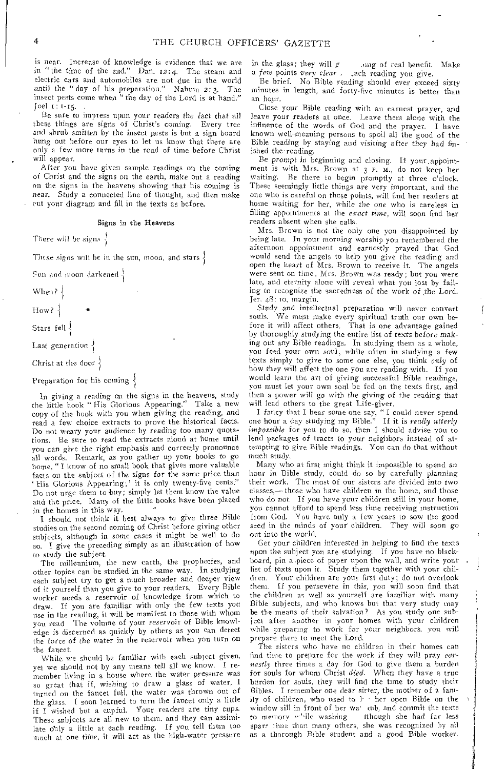is near. Increase of knowledge is evidence that we are in "the time of the end." Dan. 12:4. The steam and electric cars and automobiles are not due in the world *until* the "day of his preparation." Nahum 2:3. The insect pests come when "the day of the Lord is at hand." Joel 1:1-15.

Be sure to impress upon your readers the fact that all these things are signs of Christ's coming. Every tree and shrub smitten by the insect pests is but a sign board hung out before our eyes to let us know that there are only a few more turns in the road of time before Christ will appear.

After you have given sample readings on the coming of Christ and the signs on the earth, make out a reading on the signs in the heavens showing that his coming is near. Study a connected line of thought, and then make out your diagram and fill in the texts as before.

#### Signs in the Heavens

There will be signs }

These signs will be in the sun, moon, and stars }

Sun and moon darkened }

When? }

How? }

Stars fell }

Last generation }

Christ at the door }

Preparation for his coming }

In giving a reading on the signs in the heavens, study the little book "His Glorious Appearing." Take a new copy of the book with you when giving the reading, and read a few choice extracts to prove the historical facts. Do not weary your audience by reading too many quotations. Be sure to read the extracts aloud at home until you can give the right emphasis and correctly pronounce all words. Remark, as you gather up your books to go home, "I know of no small book that gives more valuable facts on the subject of the signs for the same price than 'His Glorious Appearing;' it is only twenty-five cents." Do not urge them to buy; simply let them know the value and the price. Many of the little books have been placed in the homes in this way.

I should not think it best always to give three Bible studies on the second coming of Christ before giving other subjects, although in some cases it might be well to do so. I give the preceding simply as an illustration of how to study the subject.

The millennium, the new earth, the prophecies, and other topics can be studied in the same way. In studying each subject try to get a much broader and deeper view of it yourself than you give to your readers. Every Bible worker needs a reservoir of knowledge from which to draw. If you are familiar with only the few texts you use in the reading, it will be manifest to those with whom you read The volume of your reservoir of Bible knowledge is discerned as quickly by others as you can detect the force of the water in the reservoir when you turn on the faucet.

While we should be familiar with each subject given, yet we should not by any means tell all we know. I remember living in a house where the water pressure was so great that if, wishing to draw a glass of water, I turned on the faucet full, the water was thrown out of the glass. I soon learned to turn the faucet only a little if I wished but a cupful. Your readers are tiny cups. These subjects are all new to them, and they can assimilate only a little at each reading. If you tell them too much at one time, it will act as the high-water pressure in the glass; they will g[...]ing of real benefit. Make a *few* points *very clear* [...]ach reading you give.

Be brief. No Bible reading should ever exceed sixty minutes in length, and forty-five minutes is better than an hour.

Close your Bible reading with an earnest prayer, and leave your readers at once. Leave them alone with the influence of the words of God and the prayer. I have known well-meaning persons to spoil all the good of the Bible reading by staying and visiting after they had finished the reading.

Be prompt in beginning and closing. If your appointment is with Mrs. Brown at 3 P. M., do not keep her waiting. Be there to begin promptly at three o'clock. These seemingly little things are very important, and the one who is careful on these points, will find her readers at home waiting for her, while the one who is careless in filling appointments at the *exact time*, will soon find her readers absent when she calls.

Mrs. Brown is not the only one you disappointed by being late. In your morning worship you remembered the afternoon appointment and earnestly prayed that God would send the angels to help you give the reading and open the heart of Mrs. Brown to receive it. The angels were sent on time, Mrs. Brown was ready; but you were late, and eternity alone will reveal what you lost by failing to recognize the sacredness of the work of the Lord. Jer. 48:10, margin.

Study and intellectual preparation will never convert souls. We must make every spiritual truth our own before it will affect others. That is one advantage gained by thoroughly studying the entire list of texts before making out any Bible readings. In studying them as a whole, you feed your own soul, while often in studying a few texts simply to give to some one else, you think *only* of how they will affect the one you are reading with. If you would learn the art of giving successful Bible readings, you must let your own soul be fed on the texts first, and then a power will go with the giving of the reading that will lead others to the great Life-giver.

I fancy that I hear some one say, "I could never spend one hour a day studying my Bible." If it is *really utterly impossible* for you to do so, then I should advise you to lend packages of tracts to your neighbors instead of attempting to give Bible readings. You can do that without much study.

Many who at first might think it impossible to spend an hour in Bible study, could do so by carefully planning their work. The most of our sisters are divided into two classes,— those who have children in the home, and those who do not. If you have your children still in your home, you cannot afford to spend less time receiving instruction from God. You have only a few years to sow the good seed in the minds of your children. They will soon go out into the world.

Get your children interested in helping to find the texts upon the subject you are studying. If you have no blackboard, pin a piece of paper upon the wall, and write your list of texts upon it. Study them together with your children. Your children are your first duty; do not overlook them. If you persevere in this, you will soon find that the children as well as yourself are familiar with many Bible subjects, and who knows but that very study may be the means of their salvation? As you study one subject after another in your homes with your children while preparing to work for your neighbors, you will prepare them to meet the Lord.

The sisters who have no children in their homes can find time to prepare for the work if they will pray *earnestly* three times a day for God to give them a burden for souls for whom Christ *died*. When they have a true burden for souls, they will find the time to study their Bibles. I remember one dear sister, the mother of a family of children, who used to [...] her open Bible on the window sill in front of her wa[...] tub, and commit the texts to memory while washing [...]lthough she had far less spare time than many others, she was recognized by all as a thorough Bible student and a good Bible worker.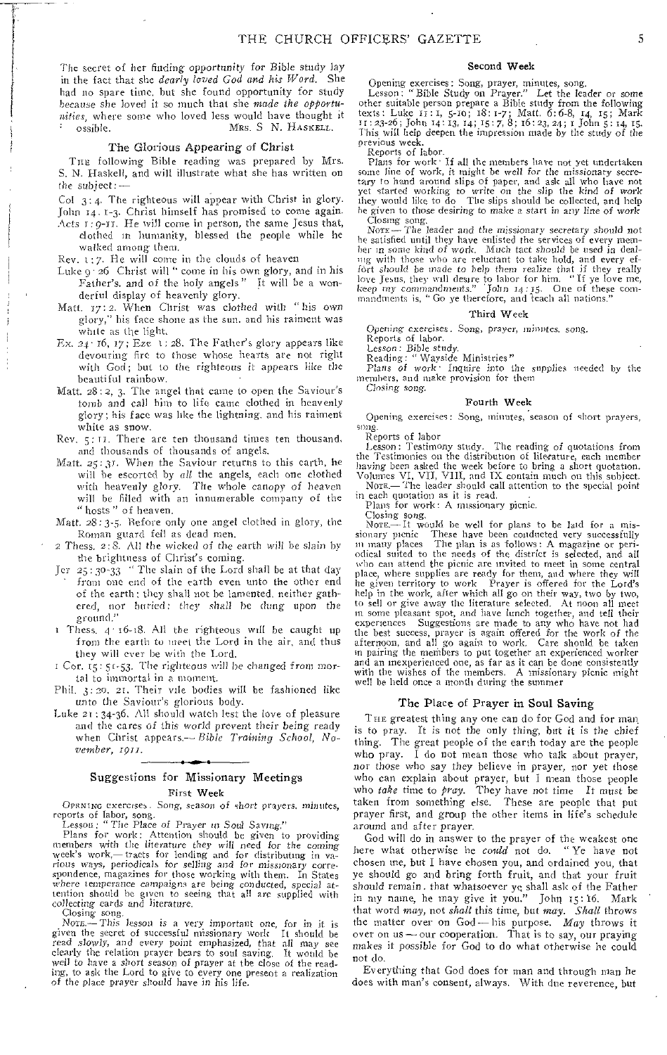The secret of her finding *opportunity* for Bible study lay in the fact that she *dearly loved God and his Word.* She had no spare time, but she found opportunity for study because she loved it so much that she *made the opportunities,* where some who loved less would have thought it impossible.

MRS. S. N. HASKELL.

## The Glorious Appearing of Christ

THE following Bible reading was prepared by Mrs. S. N. Haskell, and will illustrate what she has written on the subject: —

Col. 3: 4. The righteous will appear with Christ in glory.

John 14: 1-3. Christ himself has promised to come again.

Acts 1: 9-11. He will come in person, the same Jesus that, clothed in humanity, blessed the people while he walked among them.

Rev. 1: 7. He will come in the clouds of heaven.

Luke 9: 26. Christ will "come in his own glory, and in his Father's, and of the holy angels." It will be a wonderful display of heavenly glory.

Matt. 17: 2. When Christ was clothed with "his own glory," his face shone as the sun, and his raiment was white as the light.

Ex. 24: 16, 17; Eze. 1: 28. The Father's glory appears like devouring fire to those whose hearts are not right with God; but to the righteous it appears like the beautiful rainbow.

Matt. 28: 2, 3. The angel that came to open the Saviour's tomb and call him to life came clothed in heavenly glory; his face was like the lightning, and his raiment white as snow.

Rev. 5: 11. There are ten thousand times ten thousand, and thousands of thousands of angels.

Matt. 25: 31. When the Saviour returns to this earth, he will be escorted by *all* the angels, each one clothed with heavenly glory. The whole canopy of heaven will be filled with an innumerable company of the "hosts" of heaven.

Matt. 28: 3-5. Before only one angel clothed in glory, the Roman guard fell as dead men.

2 Thess. 2: 8. All the wicked of the earth will be slain by the brightness of Christ's coming.

Jer. 25: 30-33. "The slain of the Lord shall be at that day from one end of the earth even unto the other end of the earth: they shall not be lamented, neither gathered, nor buried; they shall be dung upon the ground."

1 Thess. 4: 16-18. All the righteous will be caught up from the earth to meet the Lord in the air, and thus they will ever be with the Lord.

1 Cor. 15: 51-53. The righteous will be changed from mortal to immortal in a moment.

Phil. 3: 20, 21. Their vile bodies will be fashioned like unto the Saviour's glorious body.

Luke 21: 34-36. All should watch lest the love of pleasure and the cares of this world prevent their being ready when Christ appears.— *Bible Training School, November, 1911.*

## Suggestions for Missionary Meetings

### First Week

OPENING exercises: Song, season of short prayers, minutes, reports of labor, song.

Lesson: "The Place of Prayer in Soul Saving."

Plans for work: Attention should be given to providing members with the literature they will need for the coming week's work,— tracts for lending and for distributing in various ways, periodicals for selling and for missionary correspondence, magazines for those working with them. In States where temperance campaigns are being conducted, special attention should be given to seeing that all are supplied with collecting cards and literature.

Closing song.

*NOTE.— This lesson is a very important one, for in it is given the secret of successful missionary work. It should be read slowly, and every point emphasized, that all may see clearly the relation prayer bears to soul saving. It would be well to have a short season of prayer at the close of the reading, to ask the Lord to give to every one present a realization of the place prayer should have in his life.*

### Second Week

Opening exercises: Song, prayer, minutes, song.

Lesson: "Bible Study on Prayer." Let the leader or some other suitable person prepare a Bible study from the following texts: Luke 11: 1, 5-10; 18: 1-7; Matt. 6: 6-8, 14, 15; Mark 11: 23-26; John 14: 13, 14; 15: 7, 8; 16: 23, 24; 1 John 5: 14, 15. This will help deepen the impression made by the study of the previous week.

Reports of labor.

Plans for work: If all the members have not yet undertaken some line of work, it might be well for the missionary secretary to hand around slips of paper, and ask all who have not yet started working to write on the slip the kind of work they would like to do. The slips should be collected, and help be given to those desiring to make a start in any line of work.

Closing song.

*NOTE.— The leader and the missionary secretary should not be satisfied until they have enlisted the services of every member in some kind of work. Much tact should be used in dealing with those who are reluctant to take hold, and every effort should be made to help them realize that if they really love Jesus, they will desire to labor for him. "If ye love me, keep my commandments." John 14: 15. One of these commandments is, "Go ye therefore, and teach all nations."*

### Third Week

*Opening exercises.* Song, prayer, *minutes,* song.

Reports of labor.

*Lesson:* Bible study.

Reading: "Wayside Ministries."

*Plans of work:* Inquire into the supplies needed by the members, and make provision for them.

*Closing song.*

### Fourth Week

Opening exercises: Song, minutes, season of short prayers, song.

Reports of labor.

Lesson: Testimony study. The reading of quotations from the Testimonies on the distribution of literature, each member having been asked the week before to bring a short quotation. Volumes VI, VII, VIII, and IX contain much on this subject.

NOTE.— The leader should call attention to the special point in each quotation as it is read.

Plans for work: A missionary picnic.

Closing song.

NOTE.— It would be well for plans to be laid for a missionary picnic. These have been conducted very successfully in many places. The plan is as follows: A magazine or periodical suited to the needs of the district is selected, and all who can attend the picnic are invited to meet in some central place, where supplies are ready for them, and where they will be given territory to work. Prayer is offered for the Lord's help in the work, after which all go on their way, two by two, to sell or give away the literature selected. At noon all meet in some pleasant spot, and have lunch together, and tell their experiences. Suggestions are made to any who have not had the best success, prayer is again offered for the work of the afternoon, and all go again to work. Care should be taken in pairing the members to put together an experienced worker and an inexperienced one, as far as it can be done consistently with the wishes of the members. A missionary picnic might well be held once a month during the summer.

## The Place of Prayer in Soul Saving

THE greatest thing any one can do for God and for man is to pray. It is not the only thing, but it is the chief thing. The great people of the earth today are the people who pray. I do not mean those who talk about prayer, nor those who say they believe in prayer, nor yet those who can explain about prayer, but I mean those people who *take* time to *pray.* They have not time. It must be taken from something else. These are people that put prayer first, and group the other items in life's schedule around and after prayer.

God will do in answer to the prayer of the weakest one here what otherwise he *could* not do. "Ye have not chosen me, but I have chosen you, and ordained you, that ye should go and bring forth fruit, and that your fruit should remain: that whatsoever ye shall ask of the Father in my name, he may give it you." John 15: 16. Mark that word *may,* not *shall* this time, but *may. Shall* throws the matter over on God — his purpose. *May* throws it over on us — our cooperation. That is to say, our praying makes it possible for God to do what otherwise he could not do.

Everything that God does for man and through man he does with man's consent, always. With due reverence, but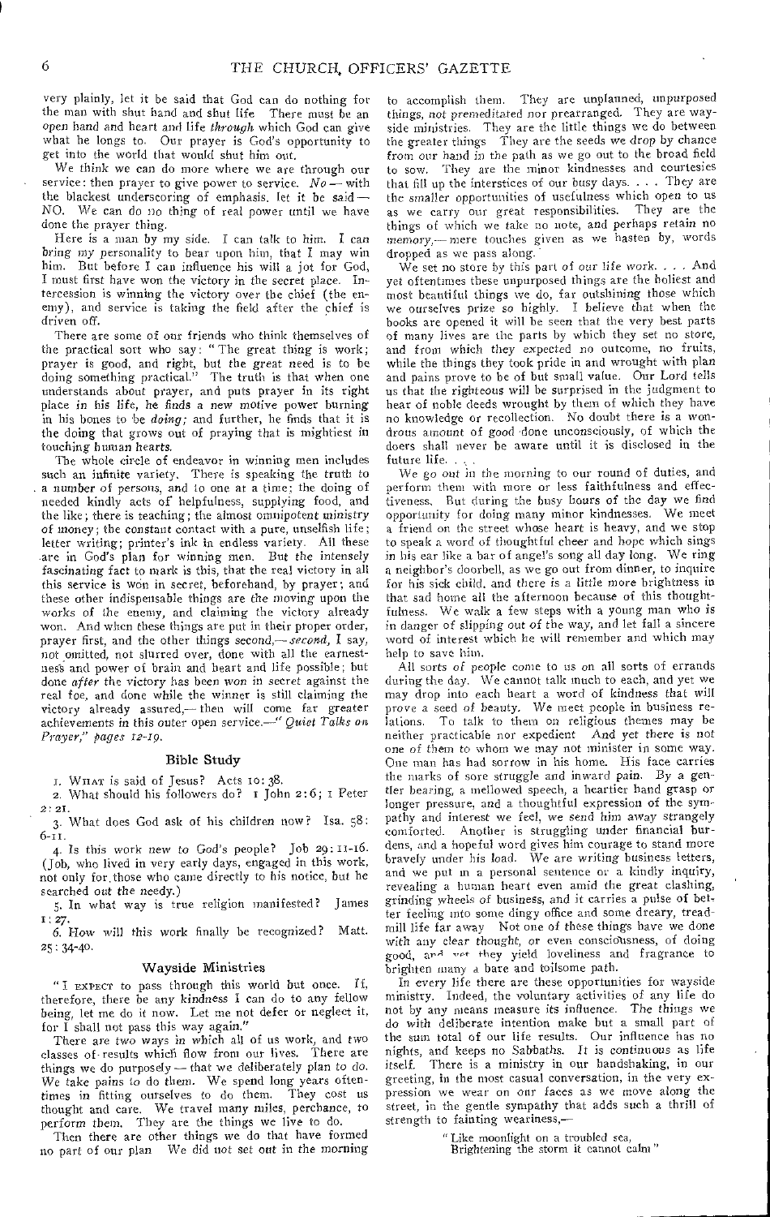very plainly, let it be said that God can do nothing for the man with shut hand and shut life There must be an *open* hand and heart and life *through* which God can give what he longs to. Our prayer is God's opportunity to get into the world that would shut him out.

We think we can do more where we are through our service: then prayer to give power to service. *No* — with the blackest underscoring of emphasis, let it be said — NO. We can do no thing of real power until we have done the prayer thing.

Here is a man by my side. I can talk to *him*. I can bring *my* personality to bear upon him, that I may win him. But before I can influence his will a jot for God, I must first have won the victory in the secret place. Intercession is winning the victory over the chief (the enemy), and service is taking the field after the chief is driven off.

There are some of our friends who think themselves of the practical sort who say: "The great thing is work; prayer is good, and right, but the great need is to be doing something practical." The truth is that when one understands about prayer, and puts prayer in its right place in his life, he finds a new motive power burning in his bones to be *doing;* and further, he finds that it is the doing that grows out of praying that is mightiest in touching human hearts.

The whole circle of endeavor in winning men includes such an infinite variety. There is speaking the truth to a number of persons, and to one at a time; the doing of needed kindly acts of helpfulness, supplying food, and the like; there is teaching; the almost omnipotent ministry of money; the constant contact with a pure, unselfish life; letter writing; printer's ink in endless variety. All these are in God's plan for winning men. But the intensely fascinating fact to mark is this, that the real victory in all this service is won in secret, beforehand, by prayer; and these other indispensable things are the moving upon the works of the enemy, and claiming the victory already won. And when these things are put in their proper order, prayer first, and the other things second,— *second*, I say, not omitted, not slurred over, done with all the earnestness and power of brain and heart and life possible; but done *after* the victory has been won in secret against the real foe, and done while the winner is still claiming the victory already assured,— then will come far greater achievements in this outer open service.—*"Quiet Talks on Prayer," pages 12-19.*

## Bible Study

1. What is said of Jesus? Acts 10:38.
2. What should his followers do? 1 John 2:6; 1 Peter 2:21.
3. What does God ask of his children now? Isa. 58: 6-11.
4. Is this work new to God's people? Job 29:11-16. (Job, who lived in very early days, engaged in this work, not only for those who came directly to his notice, but he searched out the needy.)
5. In what way is true religion manifested? James 1:27.
6. How will this work finally be recognized? Matt. 25:34-40.

## Wayside Ministries

"I expect to pass through this world but once. If, therefore, there be any kindness I can do to any fellow being, let me do it now. Let me not defer or neglect it, for I shall not pass this way again."

There are two ways in which all of us work, and two classes of results which flow from our lives. There are things we do purposely — that we deliberately plan to do. We take pains to do them. We spend long years oftentimes in fitting ourselves to do them. They cost us thought and care. We travel many miles, perchance, to perform them. They are the things we live to do.

Then there are other things we do that have formed no part of our plan. We did not set out in the morning to accomplish them. They are unplanned, unpurposed things, not premeditated nor prearranged. They are wayside ministries. They are the little things we do between the greater things. They are the seeds we drop by chance from our hand in the path as we go out to the broad field to sow. They are the minor kindnesses and courtesies that fill up the interstices of our busy days. . . . They are the smaller opportunities of usefulness which open to us as we carry our great responsibilities. They are the things of which we take no note, and perhaps retain no memory,— mere touches given as we hasten by, words dropped as we pass along.

We set no store by this part of our life work. . . . And yet oftentimes these unpurposed things are the holiest and most beautiful things we do, far outshining those which we ourselves prize so highly. I believe that when the books are opened it will be seen that the very best parts of many lives are the parts by which they set no store, and from which they expected no outcome, no fruits, while the things they took pride in and wrought with plan and pains prove to be of but small value. Our Lord tells us that the righteous will be surprised in the judgment to hear of noble deeds wrought by them of which they have no knowledge or recollection. No doubt there is a wondrous amount of good done unconsciously, of which the doers shall never be aware until it is disclosed in the future life. . . .

We go out in the morning to our round of duties, and perform them with more or less faithfulness and effectiveness. But during the busy hours of the day we find opportunity for doing many minor kindnesses. We meet a friend on the street whose heart is heavy, and we stop to speak a word of thoughtful cheer and hope which sings in his ear like a bar of angel's song all day long. We ring a neighbor's doorbell, as we go out from dinner, to inquire for his sick child, and there is a little more brightness in that sad home all the afternoon because of this thoughtfulness. We walk a few steps with a young man who is in danger of slipping out of the way, and let fall a sincere word of interest which he will remember and which may help to save him.

All sorts of people come to us on all sorts of errands during the day. We cannot talk much to each, and yet we may drop into each heart a word of kindness that will prove a seed of beauty. We meet people in business relations. To talk to them on religious themes may be neither practicable nor expedient And yet there is not one of them to whom we may not minister in some way. One man has had sorrow in his home. His face carries the marks of sore struggle and inward pain. By a gentler bearing, a mellowed speech, a heartier hand grasp or longer pressure, and a thoughtful expression of the sympathy and interest we feel, we send him away strangely comforted. Another is struggling under financial burdens, and a hopeful word gives him courage to stand more bravely under his load. We are writing business letters, and we put in a personal sentence or a kindly inquiry, revealing a human heart even amid the great clashing, grinding wheels of business, and it carries a pulse of better feeling into some dingy office and some dreary, treadmill life far away Not one of these things have we done with any clear thought, or even consciousness, of doing good, and yet they yield loveliness and fragrance to brighten many a bare and toilsome path.

In every life there are these opportunities for wayside ministry. Indeed, the voluntary activities of any life do not by any means measure its influence. The things we do with deliberate intention make but a small part of the sum total of our life results. Our influence has no nights, and keeps no Sabbaths. It is continuous as life itself. There is a ministry in our handshaking, in our greeting, in the most casual conversation, in the very expression we wear on our faces as we move along the street, in the gentle sympathy that adds such a thrill of strength to fainting weariness,—

> "Like moonlight on a troubled sea,
> Brightening the storm it cannot calm"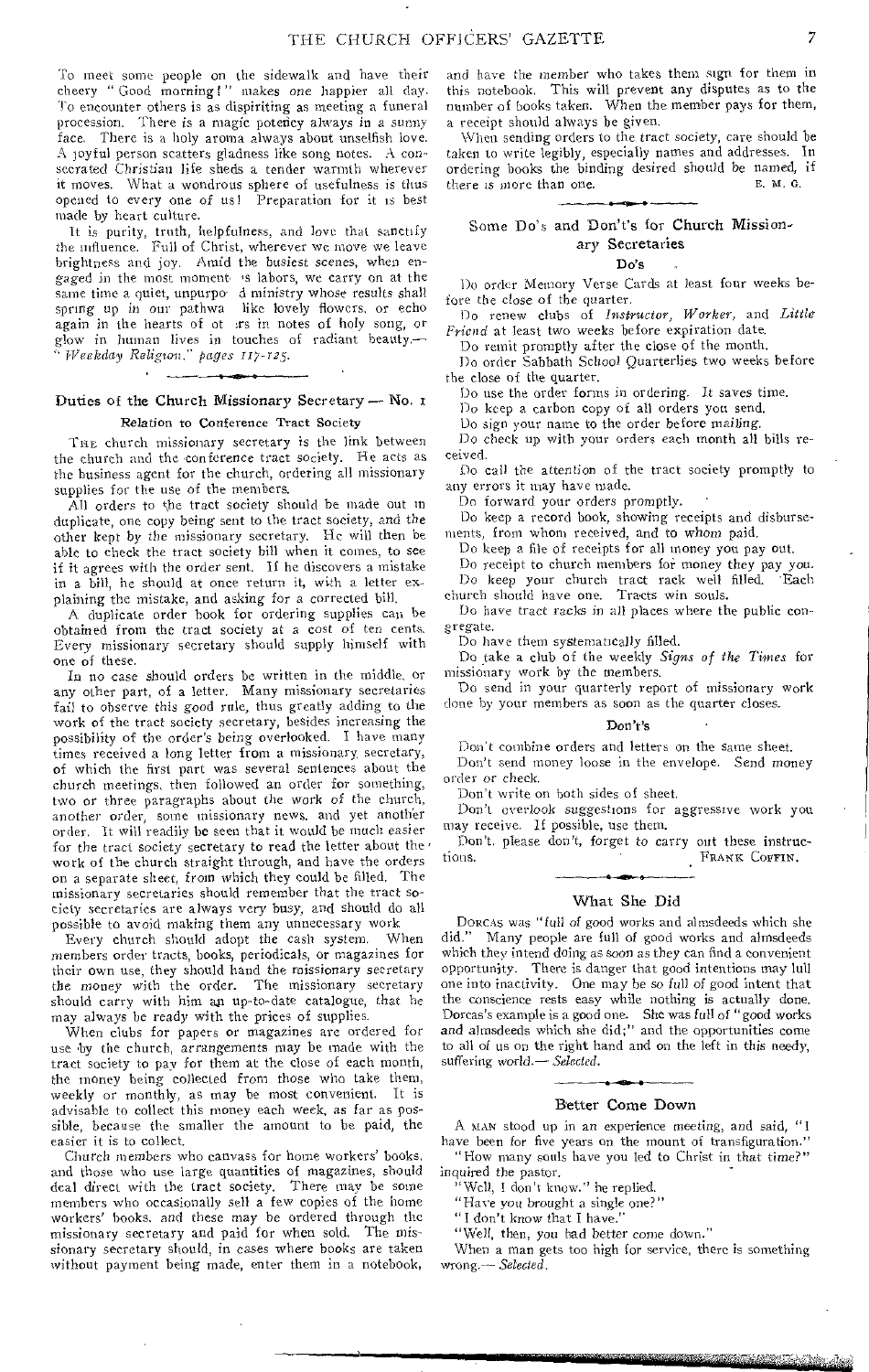To meet some people on the sidewalk and have their cheery "Good morning!" makes one happier all day. To encounter others is as dispiriting as meeting a funeral procession. There is a magic potency always in a sunny face. There is a holy aroma always about unselfish love. A joyful person scatters gladness like song notes. A consecrated Christian life sheds a tender warmth wherever it moves. What a wondrous sphere of usefulness is thus opened to every one of us! Preparation for it is best made by heart culture.

It is purity, truth, helpfulness, and love that sanctify the influence. Full of Christ, wherever we move we leave brightness and joy. Amid the busiest scenes, when engaged in the most moment ·s labors, we carry on at the same time a quiet, unpurpo d ministry whose results shall spring up in our pathwa like lovely flowers, or echo again in the hearts of ot :rs in notes of holy song, or glow in human lives in touches of radiant beauty.— "*Weekday Religion*," *pages 117-125*.

## Duties of the Church Missionary Secretary — No. 1

### Relation to Conference Tract Society

THE church missionary secretary is the link between the church and the conference tract society. He acts as the business agent for the church, ordering all missionary supplies for the use of the members.

All orders to the tract society should be made out in duplicate, one copy being sent to the tract society, and the other kept by the missionary secretary. He will then be able to check the tract society bill when it comes, to see if it agrees with the order sent. If he discovers a mistake in a bill, he should at once return it, with a letter explaining the mistake, and asking for a corrected bill.

A duplicate order book for ordering supplies can be obtained from the tract society at a cost of ten cents. Every missionary secretary should supply himself with one of these.

In no case should orders be written in the middle, or any other part, of a letter. Many missionary secretaries fail to observe this good rule, thus greatly adding to the work of the tract society secretary, besides increasing the possibility of the order's being overlooked. I have many times received a long letter from a missionary secretary, of which the first part was several sentences about the church meetings, then followed an order for something, two or three paragraphs about the work of the church, another order, some missionary news, and yet another order. It will readily be seen that it would be much easier for the tract society secretary to read the letter about the work of the church straight through, and have the orders on a separate sheet, from which they could be filled. The missionary secretaries should remember that the tract society secretaries are always very busy, and should do all possible to avoid making them any unnecessary work.

Every church should adopt the cash system. When members order tracts, books, periodicals, or magazines for their own use, they should hand the missionary secretary the money with the order. The missionary secretary should carry with him an up-to-date catalogue, that he may always be ready with the prices of supplies.

When clubs for papers or magazines are ordered for use by the church, arrangements may be made with the tract society to pay for them at the close of each month, the money being collected from those who take them, weekly or monthly, as may be most convenient. It is advisable to collect this money each week, as far as possible, because the smaller the amount to be paid, the easier it is to collect.

Church members who canvass for home workers' books, and those who use large quantities of magazines, should deal direct with the tract society. There may be some members who occasionally sell a few copies of the home workers' books, and these may be ordered through the missionary secretary and paid for when sold. The missionary secretary should, in cases where books are taken without payment being made, enter them in a notebook, and have the member who takes them sign for them in this notebook. This will prevent any disputes as to the number of books taken. When the member pays for them, a receipt should always be given.

When sending orders to the tract society, care should be taken to write legibly, especially names and addresses. In ordering books the binding desired should be named, if there is more than one.

E. M. G.

## Some Do's and Don't's for Church Missionary Secretaries

### Do's

Do order Memory Verse Cards at least four weeks before the close of the quarter.

Do renew clubs of *Instructor*, *Worker*, and *Little Friend* at least two weeks before expiration date.

Do remit promptly after the close of the month.

Do order Sabbath School Quarterlies two weeks before the close of the quarter.

Do use the order forms in ordering. It saves time.

Do keep a carbon copy of all orders you send.

Do sign your name to the order before mailing.

Do check up with your orders each month all bills received.

Do call the attention of the tract society promptly to any errors it may have made.

Do forward your orders promptly.

Do keep a record book, showing receipts and disbursements, from whom received, and to whom paid.

Do keep a file of receipts for all money you pay out.

Do receipt to church members for money they pay you.

Do keep your church tract rack well filled. Each church should have one. Tracts win souls.

Do have tract racks in all places where the public congregate.

Do have them systematically filled.

Do take a club of the weekly *Signs of the Times* for missionary work by the members.

Do send in your quarterly report of missionary work done by your members as soon as the quarter closes.

### Don't's

Don't combine orders and letters on the same sheet.

Don't send money loose in the envelope. Send money order or check.

Don't write on both sides of sheet.

Don't overlook suggestions for aggressive work you may receive. If possible, use them.

Don't, please don't, forget to carry out these instructions.

FRANK COFFIN.

## What She Did

DORCAS was "full of good works and almsdeeds which she did." Many people are full of good works and almsdeeds which they intend doing as soon as they can find a convenient opportunity. There is danger that good intentions may lull one into inactivity. One may be so full of good intent that the conscience rests easy while nothing is actually done. Dorcas's example is a good one. She was full of "good works and almsdeeds which she did;" and the opportunities come to all of us on the right hand and on the left in this needy, suffering world.— *Selected*.

## Better Come Down

A MAN stood up in an experience meeting, and said, "I have been for five years on the mount of transfiguration."

"How many souls have you led to Christ in that time?" inquired the pastor.

"Well, I don't know," he replied.

"Have you brought a single one?"

"I don't know that I have."

"Well, then, you had better come down."

When a man gets too high for service, there is something wrong.— *Selected*.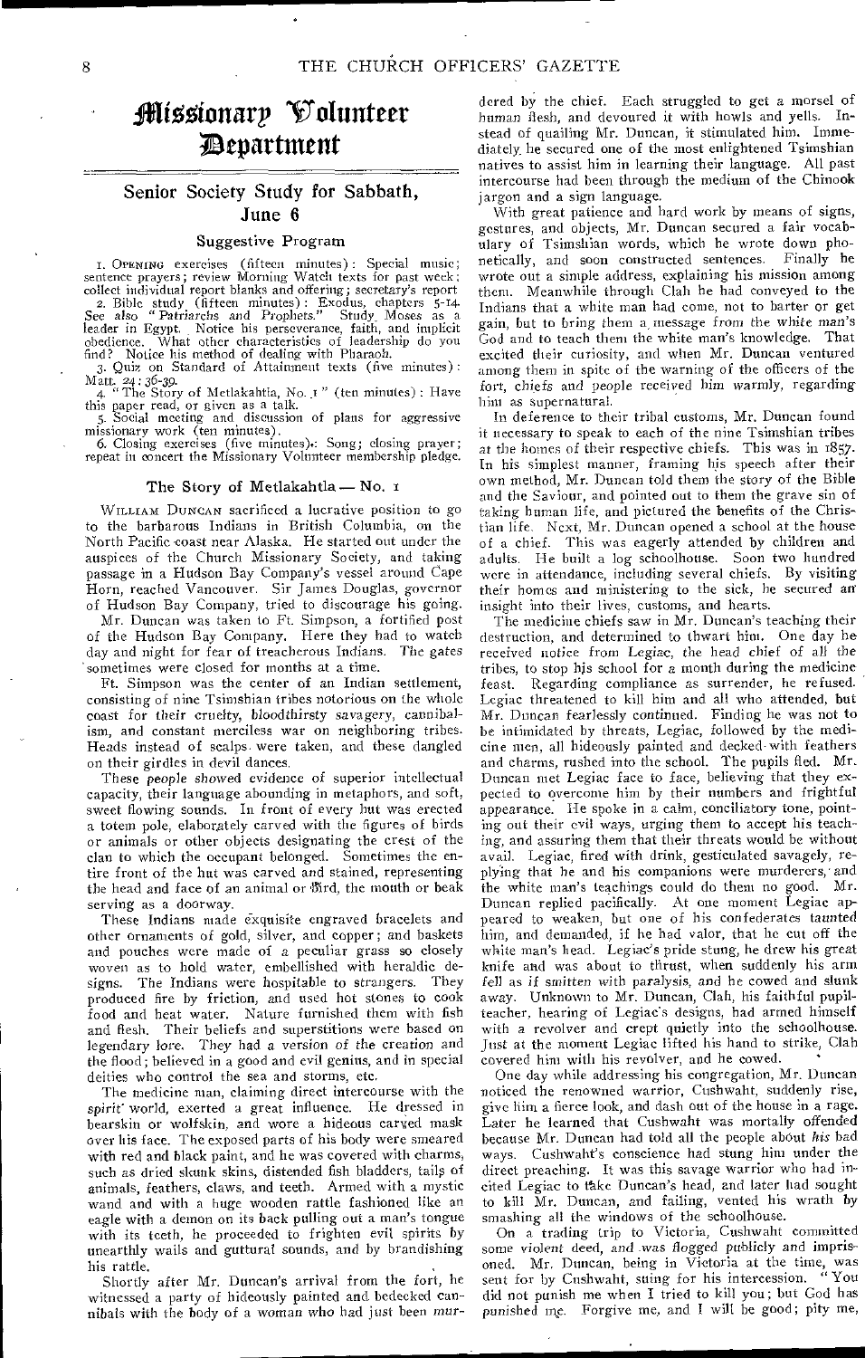# Missionary Volunteer Department

## Senior Society Study for Sabbath, June 6

### Suggestive Program

1. Opening exercises (fifteen minutes): Special music; sentence prayers; review Morning Watch texts for past week; collect individual report blanks and offering; secretary's report.
2. Bible study (fifteen minutes): Exodus, chapters 5-14. See also "Patriarchs and Prophets." Study Moses as a leader in Egypt. Notice his perseverance, faith, and implicit obedience. What other characteristics of leadership do you find? Notice his method of dealing with Pharaoh.
3. Quiz on Standard of Attainment texts (five minutes): Matt. 24: 36-39.
4. "The Story of Metlakahtla, No. 1" (ten minutes): Have this paper read, or given as a talk.
5. Social meeting and discussion of plans for aggressive missionary work (ten minutes).
6. Closing exercises (five minutes): Song; closing prayer; repeat in concert the Missionary Volunteer membership pledge.

### The Story of Metlakahtla — No. 1

William Duncan sacrificed a lucrative position to go to the barbarous Indians in British Columbia, on the North Pacific coast near Alaska. He started out under the auspices of the Church Missionary Society, and taking passage in a Hudson Bay Company's vessel around Cape Horn, reached Vancouver. Sir James Douglas, governor of Hudson Bay Company, tried to discourage his going.

Mr. Duncan was taken to Ft. Simpson, a fortified post of the Hudson Bay Company. Here they had to watch day and night for fear of treacherous Indians. The gates sometimes were closed for months at a time.

Ft. Simpson was the center of an Indian settlement, consisting of nine Tsimshian tribes notorious on the whole coast for their cruelty, bloodthirsty savagery, cannibalism, and constant merciless war on neighboring tribes. Heads instead of scalps were taken, and these dangled on their girdles in devil dances.

These people showed evidence of superior intellectual capacity, their language abounding in metaphors, and soft, sweet flowing sounds. In front of every hut was erected a totem pole, elaborately carved with the figures of birds or animals or other objects designating the crest of the clan to which the occupant belonged. Sometimes the entire front of the hut was carved and stained, representing the head and face of an animal or bird, the mouth or beak serving as a doorway.

These Indians made exquisite engraved bracelets and other ornaments of gold, silver, and copper; and baskets and pouches were made of a peculiar grass so closely woven as to hold water, embellished with heraldic designs. The Indians were hospitable to strangers. They produced fire by friction, and used hot stones to cook food and heat water. Nature furnished them with fish and flesh. Their beliefs and superstitions were based on legendary lore. They had a version of the creation and the flood; believed in a good and evil genius, and in special deities who control the sea and storms, etc.

The medicine man, claiming direct intercourse with the spirit world, exerted a great influence. He dressed in bearskin or wolfskin, and wore a hideous carved mask over his face. The exposed parts of his body were smeared with red and black paint, and he was covered with charms, such as dried skunk skins, distended fish bladders, tails of animals, feathers, claws, and teeth. Armed with a mystic wand and with a huge wooden rattle fashioned like an eagle with a demon on its back pulling out a man's tongue with its teeth, he proceeded to frighten evil spirits by unearthly wails and guttural sounds, and by brandishing his rattle.

Shortly after Mr. Duncan's arrival from the fort, he witnessed a party of hideously painted and bedecked cannibals with the body of a woman who had just been murdered by the chief. Each struggled to get a morsel of human flesh, and devoured it with howls and yells. Instead of quailing Mr. Duncan, it stimulated him. Immediately he secured one of the most enlightened Tsimshian natives to assist him in learning their language. All past intercourse had been through the medium of the Chinook jargon and a sign language.

With great patience and hard work by means of signs, gestures, and objects, Mr. Duncan secured a fair vocabulary of Tsimshian words, which he wrote down phonetically, and soon constructed sentences. Finally he wrote out a simple address, explaining his mission among them. Meanwhile through Clah he had conveyed to the Indians that a white man had come, not to barter or get gain, but to bring them a message from the white man's God and to teach them the white man's knowledge. That excited their curiosity, and when Mr. Duncan ventured among them in spite of the warning of the officers of the fort, chiefs and people received him warmly, regarding him as supernatural.

In deference to their tribal customs, Mr. Duncan found it necessary to speak to each of the nine Tsimshian tribes at the homes of their respective chiefs. This was in 1857. In his simplest manner, framing his speech after their own method, Mr. Duncan told them the story of the Bible and the Saviour, and pointed out to them the grave sin of taking human life, and pictured the benefits of the Christian life. Next, Mr. Duncan opened a school at the house of a chief. This was eagerly attended by children and adults. He built a log schoolhouse. Soon two hundred were in attendance, including several chiefs. By visiting their homes and ministering to the sick, he secured an insight into their lives, customs, and hearts.

The medicine chiefs saw in Mr. Duncan's teaching their destruction, and determined to thwart him. One day he received notice from Legiac, the head chief of all the tribes, to stop his school for a month during the medicine feast. Regarding compliance as surrender, he refused. Legiac threatened to kill him and all who attended, but Mr. Duncan fearlessly continued. Finding he was not to be intimidated by threats, Legiac, followed by the medicine men, all hideously painted and decked with feathers and charms, rushed into the school. The pupils fled. Mr. Duncan met Legiac face to face, believing that they expected to overcome him by their numbers and frightful appearance. He spoke in a calm, conciliatory tone, pointing out their evil ways, urging them to accept his teaching, and assuring them that their threats would be without avail. Legiac, fired with drink, gesticulated savagely, replying that he and his companions were murderers, and the white man's teachings could do them no good. Mr. Duncan replied pacifically. At one moment Legiac appeared to weaken, but one of his confederates taunted him, and demanded, if he had valor, that he cut off the white man's head. Legiac's pride stung, he drew his great knife and was about to thrust, when suddenly his arm fell as if smitten with paralysis, and he cowed and slunk away. Unknown to Mr. Duncan, Clah, his faithful pupil-teacher, hearing of Legiac's designs, had armed himself with a revolver and crept quietly into the schoolhouse. Just at the moment Legiac lifted his hand to strike, Clah covered him with his revolver, and he cowed.

One day while addressing his congregation, Mr. Duncan noticed the renowned warrior, Cushwaht, suddenly rise, give him a fierce look, and dash out of the house in a rage. Later he learned that Cushwaht was mortally offended because Mr. Duncan had told all the people about *his* bad ways. Cushwaht's conscience had stung him under the direct preaching. It was this savage warrior who had incited Legiac to take Duncan's head, and later had sought to kill Mr. Duncan, and failing, vented his wrath by smashing all the windows of the schoolhouse.

On a trading trip to Victoria, Cushwaht committed some violent deed, and was flogged publicly and imprisoned. Mr. Duncan, being in Victoria at the time, was sent for by Cushwaht, suing for his intercession. "You did not punish me when I tried to kill you; but God has punished me. Forgive me, and I will be good; pity me,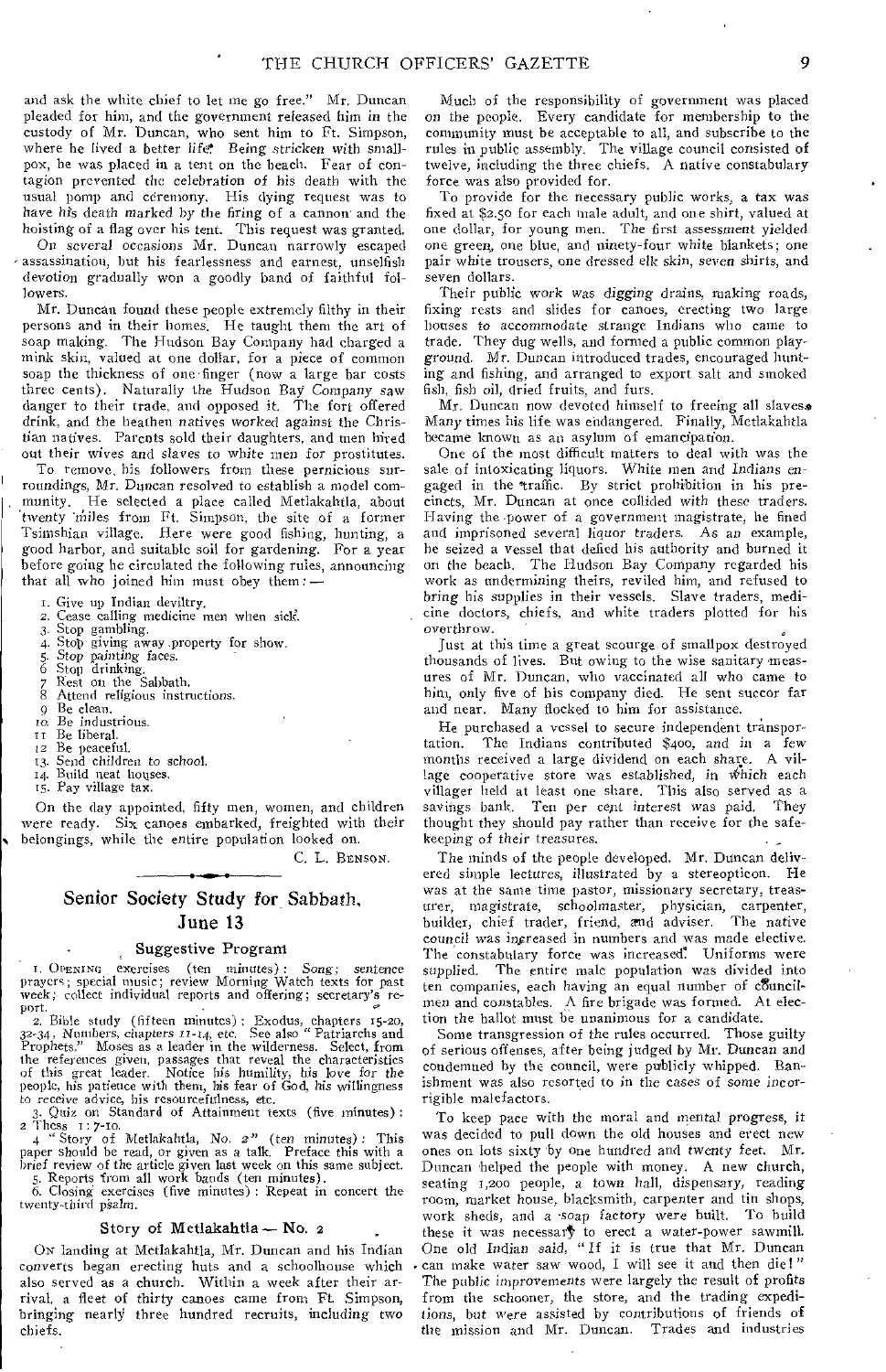and ask the white chief to let me go free." Mr. Duncan pleaded for him, and the government released him in the custody of Mr. Duncan, who sent him to Ft. Simpson, where he lived a better life. Being stricken with smallpox, he was placed in a tent on the beach. Fear of contagion prevented the celebration of his death with the usual pomp and ceremony. His dying request was to have his death marked by the firing of a cannon and the hoisting of a flag over his tent. This request was granted.

On several occasions Mr. Duncan narrowly escaped assassination, but his fearlessness and earnest, unselfish devotion gradually won a goodly band of faithful followers.

Mr. Duncan found these people extremely filthy in their persons and in their homes. He taught them the art of soap making. The Hudson Bay Company had charged a mink skin, valued at one dollar, for a piece of common soap the thickness of one finger (now a large bar costs three cents). Naturally the Hudson Bay Company saw danger to their trade, and opposed it. The fort offered drink, and the heathen natives worked against the Christian natives. Parents sold their daughters, and men hired out their wives and slaves to white men for prostitutes.

To remove his followers from these pernicious surroundings, Mr. Duncan resolved to establish a model community. He selected a place called Metlakahtla, about twenty miles from Ft. Simpson, the site of a former Tsimshian village. Here were good fishing, hunting, a good harbor, and suitable soil for gardening. For a year before going he circulated the following rules, announcing that all who joined him must obey them: —

1. Give up Indian deviltry.
2. Cease calling medicine men when sick.
3. Stop gambling.
4. Stop giving away property for show.
5. Stop painting faces.
6. Stop drinking.
7. Rest on the Sabbath.
8. Attend religious instructions.
9. Be clean.
10. Be industrious.
11. Be liberal.
12. Be peaceful.
13. Send children to school.
14. Build neat houses.
15. Pay village tax.

On the day appointed, fifty men, women, and children were ready. Six canoes embarked, freighted with their belongings, while the entire population looked on.

C. L. Benson.

## Senior Society Study for Sabbath, June 13

### Suggestive Program

1. Opening exercises (ten minutes): Song; sentence prayers; special music; review Morning Watch texts for past week; collect individual reports and offering; secretary's report.

2. Bible study (fifteen minutes): Exodus, chapters 15-20, 32-34; Numbers, chapters 11-14, etc. See also "Patriarchs and Prophets." Moses as a leader in the wilderness. Select, from the references given, passages that reveal the characteristics of this great leader. Notice his humility, his love for the people, his patience with them, his fear of God, his willingness to receive advice, his resourcefulness, etc.

3. Quiz on Standard of Attainment texts (five minutes): 2 Thess. 1: 7-10.

4. "Story of Metlakahtla, No. 2" (ten minutes): This paper should be read, or given as a talk. Preface this with a brief review of the article given last week on this same subject.

5. Reports from all work bands (ten minutes).

6. Closing exercises (five minutes): Repeat in concert the twenty-third psalm.

### Story of Metlakahtla — No. 2

On landing at Metlakahtla, Mr. Duncan and his Indian converts began erecting huts and a schoolhouse which also served as a church. Within a week after their arrival, a fleet of thirty canoes came from Ft. Simpson, bringing nearly three hundred recruits, including two chiefs.

Much of the responsibility of government was placed on the people. Every candidate for membership to the community must be acceptable to all, and subscribe to the rules in public assembly. The village council consisted of twelve, including the three chiefs. A native constabulary force was also provided for.

To provide for the necessary public works, a tax was fixed at $2.50 for each male adult, and one shirt, valued at one dollar, for young men. The first assessment yielded one green, one blue, and ninety-four white blankets; one pair white trousers, one dressed elk skin, seven shirts, and seven dollars.

Their public work was digging drains, making roads, fixing rests and slides for canoes, erecting two large houses to accommodate strange Indians who came to trade. They dug wells, and formed a public common playground. Mr. Duncan introduced trades, encouraged hunting and fishing, and arranged to export salt and smoked fish, fish oil, dried fruits, and furs.

Mr. Duncan now devoted himself to freeing all slaves. Many times his life was endangered. Finally, Metlakahtla became known as an asylum of emancipation.

One of the most difficult matters to deal with was the sale of intoxicating liquors. White men and Indians engaged in the traffic. By strict prohibition in his precincts, Mr. Duncan at once collided with these traders. Having the power of a government magistrate, he fined and imprisoned several liquor traders. As an example, he seized a vessel that defied his authority and burned it on the beach. The Hudson Bay Company regarded his work as undermining theirs, reviled him, and refused to bring his supplies in their vessels. Slave traders, medicine doctors, chiefs, and white traders plotted for his overthrow.

Just at this time a great scourge of smallpox destroyed thousands of lives. But owing to the wise sanitary measures of Mr. Duncan, who vaccinated all who came to him, only five of his company died. He sent succor far and near. Many flocked to him for assistance.

He purchased a vessel to secure independent transportation. The Indians contributed $400, and in a few months received a large dividend on each share. A village cooperative store was established, in which each villager held at least one share. This also served as a savings bank. Ten per cent interest was paid. They thought they should pay rather than receive for the safekeeping of their treasures.

The minds of the people developed. Mr. Duncan delivered simple lectures, illustrated by a stereopticon. He was at the same time pastor, missionary secretary, treasurer, magistrate, schoolmaster, physician, carpenter, builder, chief trader, friend, and adviser. The native council was increased in numbers and was made elective. The constabulary force was increased. Uniforms were supplied. The entire male population was divided into ten companies, each having an equal number of councilmen and constables. A fire brigade was formed. At election the ballot must be unanimous for a candidate.

Some transgression of the rules occurred. Those guilty of serious offenses, after being judged by Mr. Duncan and condemned by the council, were publicly whipped. Banishment was also resorted to in the cases of some incorrigible malefactors.

To keep pace with the moral and mental progress, it was decided to pull down the old houses and erect new ones on lots sixty by one hundred and twenty feet. Mr. Duncan helped the people with money. A new church, seating 1,200 people, a town hall, dispensary, reading room, market house, blacksmith, carpenter and tin shops, work sheds, and a soap factory were built. To build these it was necessary to erect a water-power sawmill. One old Indian said, "If it is true that Mr. Duncan can make water saw wood, I will see it and then die!" The public improvements were largely the result of profits from the schooner, the store, and the trading expeditions, but were assisted by contributions of friends of the mission and Mr. Duncan. Trades and industries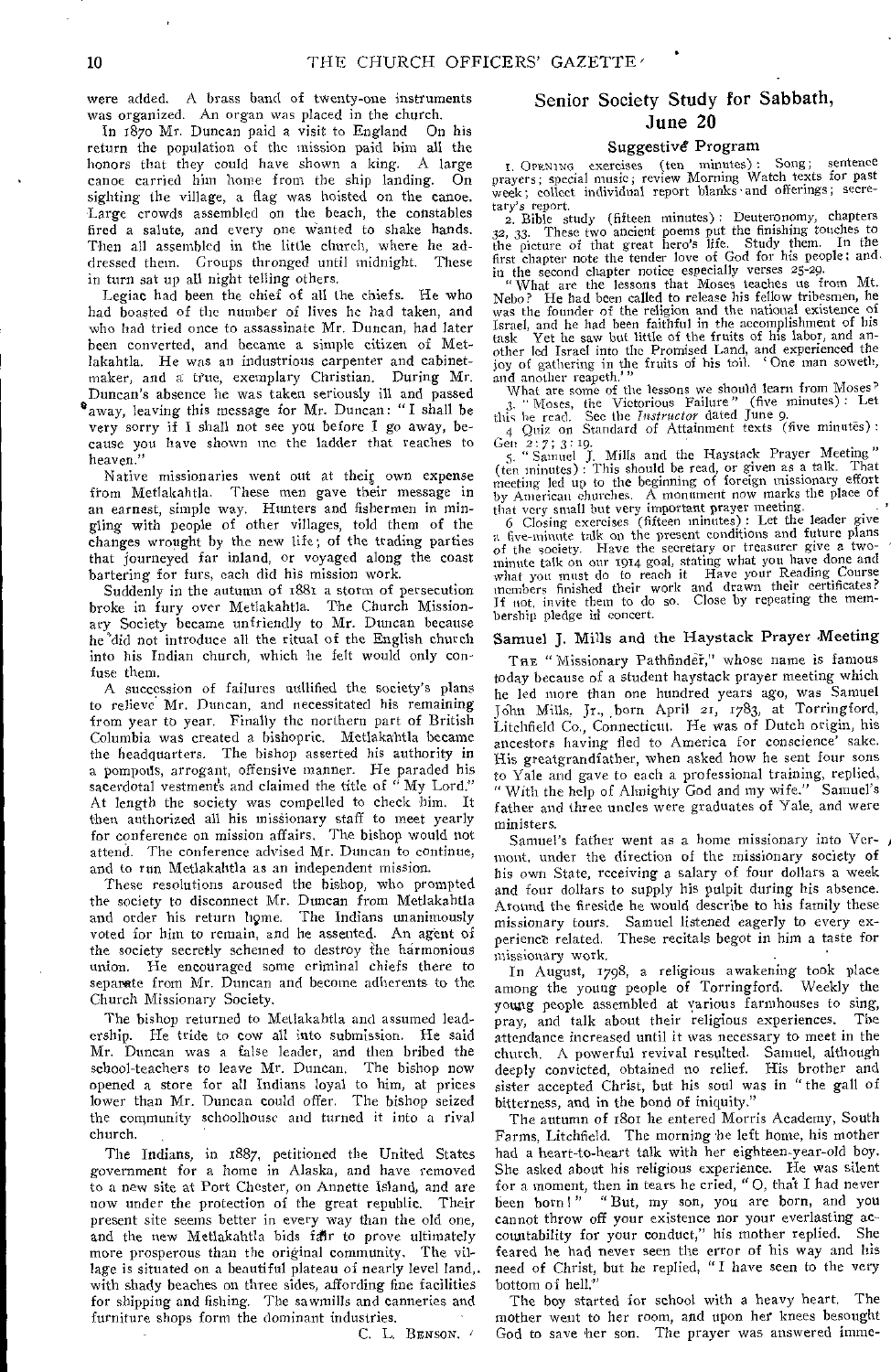were added. A brass band of twenty-one instruments was organized. An organ was placed in the church.

In 1870 Mr. Duncan paid a visit to England On his return the population of the mission paid him all the honors that they could have shown a king. A large canoe carried him home from the ship landing. On sighting the village, a flag was hoisted on the canoe. Large crowds assembled on the beach, the constables fired a salute, and every one wanted to shake hands. Then all assembled in the little church, where he addressed them. Groups thronged until midnight. These in turn sat up all night telling others.

Legiac had been the chief of all the chiefs. He who had boasted of the number of lives he had taken, and who had tried once to assassinate Mr. Duncan, had later been converted, and became a simple citizen of Metlakahtla. He was an industrious carpenter and cabinet-maker, and a true, exemplary Christian. During Mr. Duncan's absence he was taken seriously ill and passed away, leaving this message for Mr. Duncan: "I shall be very sorry if I shall not see you before I go away, because you have shown me the ladder that reaches to heaven."

Native missionaries went out at their own expense from Metlakahtla. These men gave their message in an earnest, simple way. Hunters and fishermen in mingling with people of other villages, told them of the changes wrought by the new life; of the trading parties that journeyed far inland, or voyaged along the coast bartering for furs, each did his mission work.

Suddenly in the autumn of 1881 a storm of persecution broke in fury over Metlakahtla. The Church Missionary Society became unfriendly to Mr. Duncan because he did not introduce all the ritual of the English church into his Indian church, which he felt would only confuse them.

A succession of failures nullified the society's plans to relieve Mr. Duncan, and necessitated his remaining from year to year. Finally the northern part of British Columbia was created a bishopric. Metlakahtla became the headquarters. The bishop asserted his authority in a pompous, arrogant, offensive manner. He paraded his sacerdotal vestments and claimed the title of "My Lord." At length the society was compelled to check him. It then authorized all his missionary staff to meet yearly for conference on mission affairs. The bishop would not attend. The conference advised Mr. Duncan to continue, and to run Metlakahtla as an independent mission.

These resolutions aroused the bishop, who prompted the society to disconnect Mr. Duncan from Metlakahtla and order his return home. The Indians unanimously voted for him to remain, and he assented. An agent of the society secretly schemed to destroy the harmonious union. He encouraged some criminal chiefs there to separate from Mr. Duncan and become adherents to the Church Missionary Society.

The bishop returned to Metlakahtla and assumed leadership. He tried to cow all into submission. He said Mr. Duncan was a false leader, and then bribed the school-teachers to leave Mr. Duncan. The bishop now opened a store for all Indians loyal to him, at prices lower than Mr. Duncan could offer. The bishop seized the community schoolhouse and turned it into a rival church.

The Indians, in 1887, petitioned the United States government for a home in Alaska, and have removed to a new site at Port Chester, on Annette Island, and are now under the protection of the great republic. Their present site seems better in every way than the old one, and the new Metlakahtla bids fair to prove ultimately more prosperous than the original community. The village is situated on a beautiful plateau of nearly level land, with shady beaches on three sides, affording fine facilities for shipping and fishing. The sawmills and canneries and furniture shops form the dominant industries.

C. L. Benson.

## Senior Society Study for Sabbath, June 20

### Suggestive Program

1. Opening exercises (ten minutes): Song; sentence prayers; special music; review Morning Watch texts for past week; collect individual report blanks and offerings; secretary's report.

2. Bible study (fifteen minutes): Deuteronomy, chapters 32, 33. These two ancient poems put the finishing touches to the picture of that great hero's life. Study them. In the first chapter note the tender love of God for his people; and in the second chapter notice especially verses 25-29.

"What are the lessons that Moses teaches us from Mt. Nebo? He had been called to release his fellow tribesmen, he was the founder of the religion and the national existence of Israel, and he had been faithful in the accomplishment of his task Yet he saw but little of the fruits of his labor, and another led Israel into the Promised Land, and experienced the joy of gathering in the fruits of his toil. 'One man soweth, and another reapeth.'"

What are some of the lessons we should learn from Moses?

3. "Moses, the Victorious Failure" (five minutes): Let this be read. See the *Instructor* dated June 9.

4. Quiz on Standard of Attainment texts (five minutes): Gen 2:7; 3:19.

5. "Samuel J. Mills and the Haystack Prayer Meeting" (ten minutes): This should be read, or given as a talk. That meeting led up to the beginning of foreign missionary effort by American churches. A monument now marks the place of that very small but very important prayer meeting.

6. Closing exercises (fifteen minutes): Let the leader give a five-minute talk on the present conditions and future plans of the society. Have the secretary or treasurer give a two-minute talk on our 1914 goal, stating what you have done and what you must do to reach it. Have your Reading Course members finished their work and drawn their certificates? If not, invite them to do so. Close by repeating the membership pledge in concert.

### Samuel J. Mills and the Haystack Prayer Meeting

The "Missionary Pathfinder," whose name is famous today because of a student haystack prayer meeting which he led more than one hundred years ago, was Samuel John Mills, Jr., born April 21, 1783, at Torringford, Litchfield Co., Connecticut. He was of Dutch origin, his ancestors having fled to America for conscience' sake. His greatgrandfather, when asked how he sent four sons to Yale and gave to each a professional training, replied, "With the help of Almighty God and my wife." Samuel's father and three uncles were graduates of Yale, and were ministers.

Samuel's father went as a home missionary into Vermont, under the direction of the missionary society of his own State, receiving a salary of four dollars a week and four dollars to supply his pulpit during his absence. Around the fireside he would describe to his family these missionary tours. Samuel listened eagerly to every experience related. These recitals begot in him a taste for missionary work.

In August, 1798, a religious awakening took place among the young people of Torringford. Weekly the young people assembled at various farmhouses to sing, pray, and talk about their religious experiences. The attendance increased until it was necessary to meet in the church. A powerful revival resulted. Samuel, although deeply convicted, obtained no relief. His brother and sister accepted Christ, but his soul was in "the gall of bitterness, and in the bond of iniquity."

The autumn of 1801 he entered Morris Academy, South Farms, Litchfield. The morning he left home, his mother had a heart-to-heart talk with her eighteen-year-old boy. She asked about his religious experience. He was silent for a moment, then in tears he cried, "O, that I had never been born!" "But, my son, you are born, and you cannot throw off your existence nor your everlasting accountability for your conduct," his mother replied. She feared he had never seen the error of his way and his need of Christ, but he replied, "I have seen to the very bottom of hell."

The boy started for school with a heavy heart. The mother went to her room, and upon her knees besought God to save her son. The prayer was answered imme-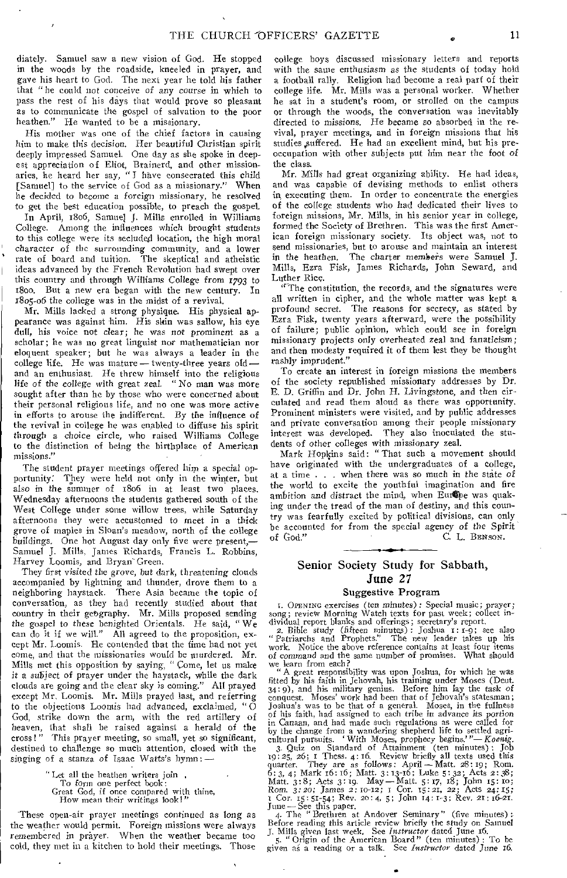diately. Samuel saw a new vision of God. He stopped in the woods by the roadside, kneeled in prayer, and gave his heart to God. The next year he told his father that "he could not conceive of any course in which to pass the rest of his days that would prove so pleasant as to communicate the gospel of salvation to the poor heathen." He wanted to be a missionary.

His mother was one of the chief factors in causing him to make this decision. Her beautiful Christian spirit deeply impressed Samuel. One day as she spoke in deepest appreciation of Eliot, Brainerd, and other missionaries, he heard her say, "I have consecrated this child [Samuel] to the service of God as a missionary." When he decided to become a foreign missionary, he resolved to get the best education possible, to preach the gospel.

In April, 1806, Samuel J. Mills enrolled in Williams College. Among the influences which brought students to this college were its secluded location, the high moral character of the surrounding community, and a lower rate of board and tuition. The skeptical and atheistic ideas advanced by the French Revolution had swept over this country and through Williams College from 1793 to 1800. But a new era began with the new century. In 1805-06 the college was in the midst of a revival.

Mr. Mills lacked a strong physique. His physical appearance was against him. His skin was sallow, his eye dull, his voice not clear; he was not prominent as a scholar; he was no great linguist nor mathematician nor eloquent speaker; but he was always a leader in the college life. He was mature — twenty-three years old — and an enthusiast. He threw himself into the religious life of the college with great zeal. "No man was more sought after than he by those who were concerned about their personal religious life, and no one was more active in efforts to arouse the indifferent. By the influence of the revival in college he was enabled to diffuse his spirit through a choice circle, who raised Williams College to the distinction of being the birthplace of American missions."

The student prayer meetings offered him a special opportunity. They were held not only in the winter, but also in the summer of 1806 in at least two places. Wednesday afternoons the students gathered south of the West College under some willow trees, while Saturday afternoons they were accustomed to meet in a thick grove of maples in Sloan's meadow, north of the college buildings. One hot August day only five were present,— Samuel J. Mills, James Richards, Francis L. Robbins, Harvey Loomis, and Bryan Green.

They first visited the grove, but dark, threatening clouds accompanied by lightning and thunder, drove them to a neighboring haystack. There Asia became the topic of conversation, as they had recently studied about that country in their geography. Mr. Mills proposed sending the gospel to these benighted Orientals. He said, "We can do it if we will." All agreed to the proposition, except Mr. Loomis. He contended that the time had not yet come, and that the missionaries would be murdered. Mr. Mills met this opposition by saying, "Come, let us make it a subject of prayer under the haystack, while the dark clouds are going and the clear sky is coming." All prayed except Mr. Loomis. Mr. Mills prayed last, and referring to the objections Loomis had advanced, exclaimed, "O God, strike down the arm, with the red artillery of heaven, that shall be raised against a herald of the cross!" This prayer meeting, so small, yet so significant, destined to challenge so much attention, closed with the singing of a stanza of Isaac Watts's hymn: —

> "Let all the heathen writers join
> To form one perfect book:
> Great God, if once compared with thine,
> How mean their writings look!"

These open-air prayer meetings continued as long as the weather would permit. Foreign missions were always remembered in prayer. When the weather became too cold, they met in a kitchen to hold their meetings. Those college boys discussed missionary letters and reports with the same enthusiasm as the students of today hold a football rally. Religion had become a real part of their college life. Mr. Mills was a personal worker. Whether he sat in a student's room, or strolled on the campus or through the woods, the conversation was inevitably directed to missions. He became so absorbed in the revival, prayer meetings, and in foreign missions that his studies suffered. He had an excellent mind, but his preoccupation with other subjects put him near the foot of the class.

Mr. Mills had great organizing ability. He had ideas, and was capable of devising methods to enlist others in executing them. In order to concentrate the energies of the college students who had dedicated their lives to foreign missions, Mr. Mills, in his senior year in college, formed the Society of Brethren. This was the first American foreign missionary society. Its object was, not to send missionaries, but to arouse and maintain an interest in the heathen. The charter members were Samuel J. Mills, Ezra Fisk, James Richards, John Seward, and Luther Rice.

"The constitution, the records, and the signatures were all written in cipher, and the whole matter was kept a profound secret. The reasons for secrecy, as stated by Ezra Fisk, twenty years afterward, were the possibility of failure; public opinion, which could see in foreign missionary projects only overheated zeal and fanaticism; and then modesty required it of them lest they be thought rashly imprudent."

To create an interest in foreign missions the members of the society republished missionary addresses by Dr. E. D. Griffin and Dr. John H. Livingstone, and then circulated and read them aloud as there was opportunity. Prominent ministers were visited, and by public addresses and private conversation among their people missionary interest was developed. They also inoculated the students of other colleges with missionary zeal.

Mark Hopkins said: "That such a movement should have originated with the undergraduates of a college, at a time . . . when there was so much in the state of the world to excite the youthful imagination and fire ambition and distract the mind, when Europe was quaking under the tread of the man of destiny, and this country was fearfully excited by political divisions, can only be accounted for from the special agency of the Spirit of God."

C. L. Benson.

## Senior Society Study for Sabbath, June 27

### Suggestive Program

1. Opening exercises (ten minutes): Special music; prayer; song; review Morning Watch texts for past week; collect individual report blanks and offerings; secretary's report.

2. Bible study (fifteen minutes): Joshua 1: 1-9; see also "Patriarchs and Prophets." The new leader takes up his work. Notice the above reference contains at least four items of command and the same number of promises. What should we learn from each?

"A great responsibility was upon Joshua, for which he was fitted by his faith in Jehovah, his training under Moses (Deut. 34: 9), and his military genius. Before him lay the task of conquest. Moses' work had been that of Jehovah's statesman; Joshua's was to be that of a general. Moses, in the fullness of his faith, had assigned to each tribe in advance its portion in Canaan, and had made such regulations as were called for by the change from a wandering shepherd life to settled agricultural pursuits. 'With Moses, prophecy begins.'"— *Koenig.*

3. Quiz on Standard of Attainment (ten minutes): Job 19: 25, 26; 1 Thess. 4: 16. Review briefly all texts used this quarter. They are as follows: April — Matt. 28: 19; Rom. 6: 3, 4; Mark 16: 16; Matt. 3: 13-16; Luke 5: 32; Acts 2: 38; Matt. 3: 8; Acts 3: 19. May — Matt. 5: 17, 18; John 15: 10; Rom. 3: 20; James 2: 10-12; 1 Cor. 15: 21, 22; Acts 24: 15; 1 Cor. 15: 51-54; Rev. 20: 4, 5; John 14: 1-3; Rev. 21: 16-21. June — See this paper.

4. The "Brethren at Andover Seminary" (five minutes): Before reading this article review briefly the study on Samuel J. Mills given last week. See *Instructor* dated June 16.

5. "Origin of the American Board" (ten minutes): To be given as a reading or a talk. See *Instructor* dated June 16.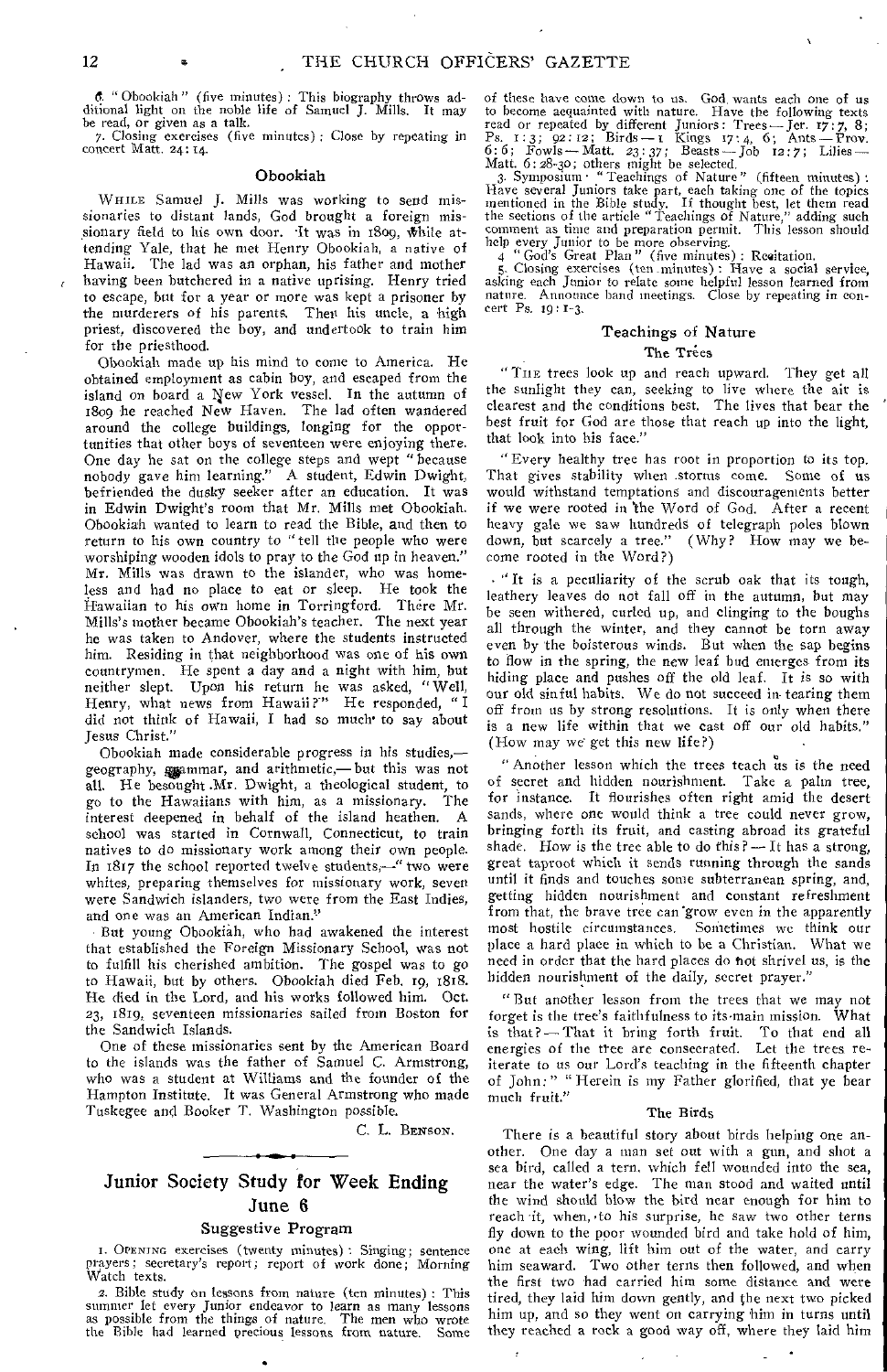6. "Obookiah" (five minutes): This biography throws additional light on the noble life of Samuel J. Mills. It may be read, or given as a talk.

7. Closing exercises (five minutes): Close by repeating in concert Matt. 24: 14.

### Obookiah

While Samuel J. Mills was working to send missionaries to distant lands, God brought a foreign missionary field to his own door. It was in 1809, while attending Yale, that he met Henry Obookiah, a native of Hawaii. The lad was an orphan, his father and mother having been butchered in a native uprising. Henry tried to escape, but for a year or more was kept a prisoner by the murderers of his parents. Then his uncle, a high priest, discovered the boy, and undertook to train him for the priesthood.

Obookiah made up his mind to come to America. He obtained employment as cabin boy, and escaped from the island on board a New York vessel. In the autumn of 1809 he reached New Haven. The lad often wandered around the college buildings, longing for the opportunities that other boys of seventeen were enjoying there. One day he sat on the college steps and wept "because nobody gave him learning." A student, Edwin Dwight, befriended the dusky seeker after an education. It was in Edwin Dwight's room that Mr. Mills met Obookiah. Obookiah wanted to learn to read the Bible, and then to return to his own country to "tell the people who were worshiping wooden idols to pray to the God up in heaven." Mr. Mills was drawn to the islander, who was homeless and had no place to eat or sleep. He took the Hawaiian to his own home in Torringford. There Mr. Mills's mother became Obookiah's teacher. The next year he was taken to Andover, where the students instructed him. Residing in that neighborhood was one of his own countrymen. He spent a day and a night with him, but neither slept. Upon his return he was asked, "Well, Henry, what news from Hawaii?" He responded, "I did not think of Hawaii, I had so much to say about Jesus Christ."

Obookiah made considerable progress in his studies,— geography, grammar, and arithmetic,— but this was not all. He besought Mr. Dwight, a theological student, to go to the Hawaiians with him, as a missionary. The interest deepened in behalf of the island heathen. A school was started in Cornwall, Connecticut, to train natives to do missionary work among their own people. In 1817 the school reported twelve students,—"two were whites, preparing themselves for missionary work, seven were Sandwich islanders, two were from the East Indies, and one was an American Indian."

But young Obookiah, who had awakened the interest that established the Foreign Missionary School, was not to fulfill his cherished ambition. The gospel was to go to Hawaii, but by others. Obookiah died Feb. 19, 1818. He died in the Lord, and his works followed him. Oct. 23, 1819, seventeen missionaries sailed from Boston for the Sandwich Islands.

One of these missionaries sent by the American Board to the islands was the father of Samuel C. Armstrong, who was a student at Williams and the founder of the Hampton Institute. It was General Armstrong who made Tuskegee and Booker T. Washington possible.

C. L. Benson.

## Junior Society Study for Week Ending June 6

### Suggestive Program

1. Opening exercises (twenty minutes): Singing; sentence prayers; secretary's report; report of work done; Morning Watch texts.

2. Bible study on lessons from nature (ten minutes): This summer let every Junior endeavor to learn as many lessons as possible from the things of nature. The men who wrote the Bible had learned precious lessons from nature. Some of these have come down to us. God wants each one of us to become acquainted with nature. Have the following texts read or repeated by different Juniors: Trees — Jer. 17: 7, 8; Ps. 1: 3; 92: 12; Birds — 1 Kings 17: 4, 6; Ants — Prov. 6: 6; Fowls — Matt. 23: 37; Beasts — Job 12: 7; Lilies — Matt. 6: 28-30; others might be selected.

3. Symposium: "Teachings of Nature" (fifteen minutes): Have several Juniors take part, each taking one of the topics mentioned in the Bible study. If thought best, let them read the sections of the article "Teachings of Nature," adding such comment as time and preparation permit. This lesson should help every Junior to be more observing.

4. "God's Great Plan" (five minutes): Recitation.

5. Closing exercises (ten minutes): Have a social service, asking each Junior to relate some helpful lesson learned from nature. Announce band meetings. Close by repeating in concert Ps. 19: 1-3.

### Teachings of Nature

#### The Trees

"The trees look up and reach upward. They get all the sunlight they can, seeking to live where the air is clearest and the conditions best. The lives that bear the best fruit for God are those that reach up into the light, that look into his face."

"Every healthy tree has root in proportion to its top. That gives stability when storms come. Some of us would withstand temptations and discouragements better if we were rooted in the Word of God. After a recent heavy gale we saw hundreds of telegraph poles blown down, but scarcely a tree." (Why? How may we become rooted in the Word?)

"It is a peculiarity of the scrub oak that its tough, leathery leaves do not fall off in the autumn, but may be seen withered, curled up, and clinging to the boughs all through the winter, and they cannot be torn away even by the boisterous winds. But when the sap begins to flow in the spring, the new leaf bud emerges from its hiding place and pushes off the old leaf. It is so with our old sinful habits. We do not succeed in tearing them off from us by strong resolutions. It is only when there is a new life within that we cast off our old habits." (How may we get this new life?)

"Another lesson which the trees teach us is the need of secret and hidden nourishment. Take a palm tree, for instance. It flourishes often right amid the desert sands, where one would think a tree could never grow, bringing forth its fruit, and casting abroad its grateful shade. How is the tree able to do this? — It has a strong, great taproot which it sends running through the sands until it finds and touches some subterranean spring, and, getting hidden nourishment and constant refreshment from that, the brave tree can grow even in the apparently most hostile circumstances. Sometimes we think our place a hard place in which to be a Christian. What we need in order that the hard places do not shrivel us, is the hidden nourishment of the daily, secret prayer."

"But another lesson from the trees that we may not forget is the tree's faithfulness to its main mission. What is that? — That it bring forth fruit. To that end all energies of the tree are consecrated. Let the trees reiterate to us our Lord's teaching in the fifteenth chapter of John: " "Herein is my Father glorified, that ye bear much fruit."

#### The Birds

There is a beautiful story about birds helping one another. One day a man set out with a gun, and shot a sea bird, called a tern, which fell wounded into the sea, near the water's edge. The man stood and waited until the wind should blow the bird near enough for him to reach it, when, to his surprise, he saw two other terns fly down to the poor wounded bird and take hold of him, one at each wing, lift him out of the water, and carry him seaward. Two other terns then followed, and when the first two had carried him some distance and were tired, they laid him down gently, and the next two picked him up, and so they went on carrying him in turns until they reached a rock a good way off, where they laid him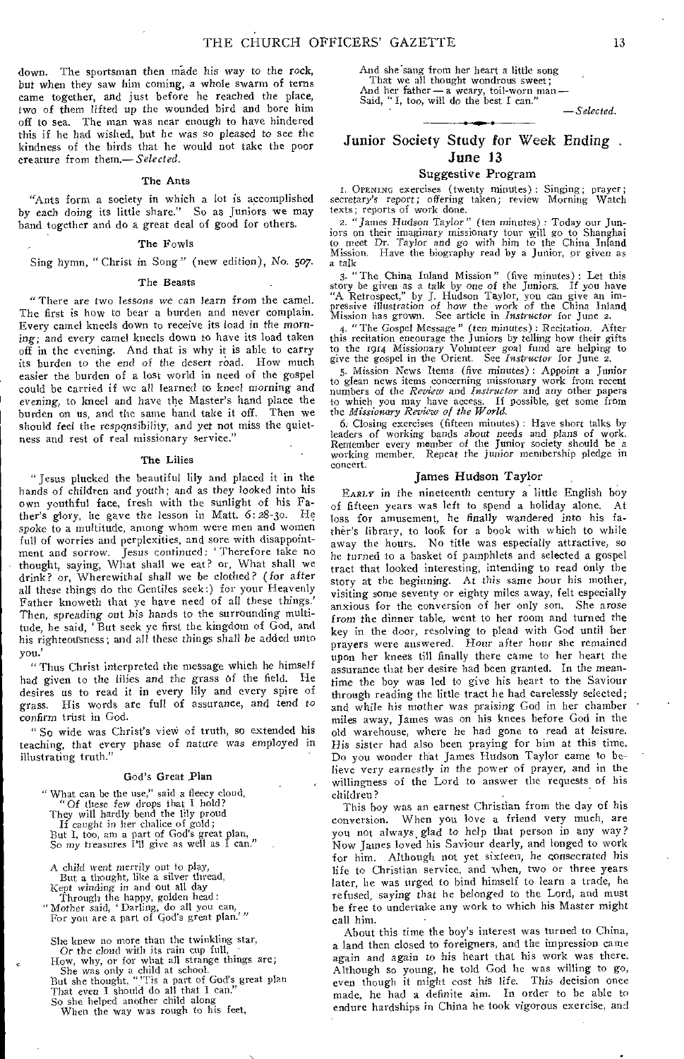down. The sportsman then made his way to the rock, but when they saw him coming, a whole swarm of terns came together, and just before he reached the place, two of them lifted up the wounded bird and bore him off to sea. The man was near enough to have hindered this if he had wished, but he was so pleased to see the kindness of the birds that he would not take the poor creature from them.— *Selected.*

### The Ants

"Ants form a society in which a lot is accomplished by each doing its little share." So as Juniors we may band together and do a great deal of good for others.

### The Fowls

Sing hymn, "Christ in Song" (new edition), No. 507.

### The Beasts

"There are two lessons we can learn from the camel. The first is how to bear a burden and never complain. Every camel kneels down to receive its load in the morning; and every camel kneels down to have its load taken off in the evening. And that is why it is able to carry its burden to the end of the desert road. How much easier the burden of a lost world in need of the gospel could be carried if we all learned to kneel morning and evening, to kneel and have the Master's hand place the burden on us, and the same hand take it off. Then we should feel the responsibility, and yet not miss the quietness and rest of real missionary service."

### The Lilies

"Jesus plucked the beautiful lily and placed it in the hands of children and youth; and as they looked into his own youthful face, fresh with the sunlight of his Father's glory, he gave the lesson in Matt. 6:28-30. He spoke to a multitude, among whom were men and women full of worries and perplexities, and sore with disappointment and sorrow. Jesus continued: 'Therefore take no thought, saying, What shall we eat? or, What shall we drink? or, Wherewithal shall we be clothed? (for after all these things do the Gentiles seek:) for your Heavenly Father knoweth that ye have need of all these things.' Then, spreading out his hands to the surrounding multitude, he said, 'But seek ye first the kingdom of God, and his righteousness; and all these things shall be added unto you.'

"Thus Christ interpreted the message which he himself had given to the lilies and the grass of the field. He desires us to read it in every lily and every spire of grass. His words are full of assurance, and tend to confirm trust in God.

"So wide was Christ's view of truth, so extended his teaching, that every phase of nature was employed in illustrating truth."

### God's Great Plan

"What can be the use," said a fleecy cloud,
"Of these few drops that I hold?
They will hardly bend the lily proud
If caught in her chalice of gold;
But I, too, am a part of God's great plan,
So my treasures I'll give as well as I can."

A child went merrily out to play,
But a thought, like a silver thread,
Kept winding in and out all day
Through the happy, golden head:
"Mother said, 'Darling, do all you can,
For you are a part of God's great plan.'"

She knew no more than the twinkling star,
Or the cloud with its rain cup full,
How, why, or for what all strange things are;
She was only a child at school.
But she thought, "'Tis a part of God's great plan
That even I should do all that I can."
So she helped another child along
When the way was rough to his feet,
And she sang from her heart a little song
That we all thought wondrous sweet;
And her father — a weary, toil-worn man —
Said, "I, too, will do the best I can."

— *Selected.*

## Junior Society Study for Week Ending June 13

### Suggestive Program

1. OPENING exercises (twenty minutes): Singing; prayer; secretary's report; offering taken; review Morning Watch texts; reports of work done.
2. "James Hudson Taylor" (ten minutes): Today our Juniors on their imaginary missionary tour will go to Shanghai to meet Dr. Taylor and go with him to the China Inland Mission. Have the biography read by a Junior, or given as a talk
3. "The China Inland Mission" (five minutes): Let this story be given as a talk by one of the Juniors. If you have "A Retrospect," by J. Hudson Taylor, you can give an impressive illustration of how the work of the China Inland Mission has grown. See article in *Instructor* for June 2.
4. "The Gospel Message" (ten minutes): Recitation. After this recitation encourage the Juniors by telling how their gifts to the 1914 Missionary Volunteer goal fund are helping to give the gospel in the Orient. See *Instructor* for June 2.
5. Mission News Items (five minutes): Appoint a Junior to glean news items concerning missionary work from recent numbers of the *Review* and *Instructor* and any other papers to which you may have access. If possible, get some from the *Missionary Review of the World.*
6. Closing exercises (fifteen minutes): Have short talks by leaders of working bands about needs and plans of work. Remember every member of the Junior society should be a working member. Repeat the junior membership pledge in concert.

### James Hudson Taylor

EARLY in the nineteenth century a little English boy of fifteen years was left to spend a holiday alone. At loss for amusement, he finally wandered into his father's library, to look for a book with which to while away the hours. No title was especially attractive, so he turned to a basket of pamphlets and selected a gospel tract that looked interesting, intending to read only the story at the beginning. At this same hour his mother, visiting some seventy or eighty miles away, felt especially anxious for the conversion of her only son. She arose from the dinner table, went to her room and turned the key in the door, resolving to plead with God until her prayers were answered. Hour after hour she remained upon her knees till finally there came to her heart the assurance that her desire had been granted. In the meantime the boy was led to give his heart to the Saviour through reading the little tract he had carelessly selected; and while his mother was praising God in her chamber miles away, James was on his knees before God in the old warehouse, where he had gone to read at leisure. His sister had also been praying for him at this time. Do you wonder that James Hudson Taylor came to believe very earnestly in the power of prayer, and in the willingness of the Lord to answer the requests of his children?

This boy was an earnest Christian from the day of his conversion. When you love a friend very much, are you not always glad to help that person in any way? Now James loved his Saviour dearly, and longed to work for him. Although not yet sixteen, he consecrated his life to Christian service, and when, two or three years later, he was urged to bind himself to learn a trade, he refused, saying that he belonged to the Lord, and must be free to undertake any work to which his Master might call him.

About this time the boy's interest was turned to China, a land then closed to foreigners, and the impression came again and again to his heart that his work was there. Although so young, he told God he was willing to go, even though it might cost his life. This decision once made, he had a definite aim. In order to be able to endure hardships in China he took vigorous exercise, and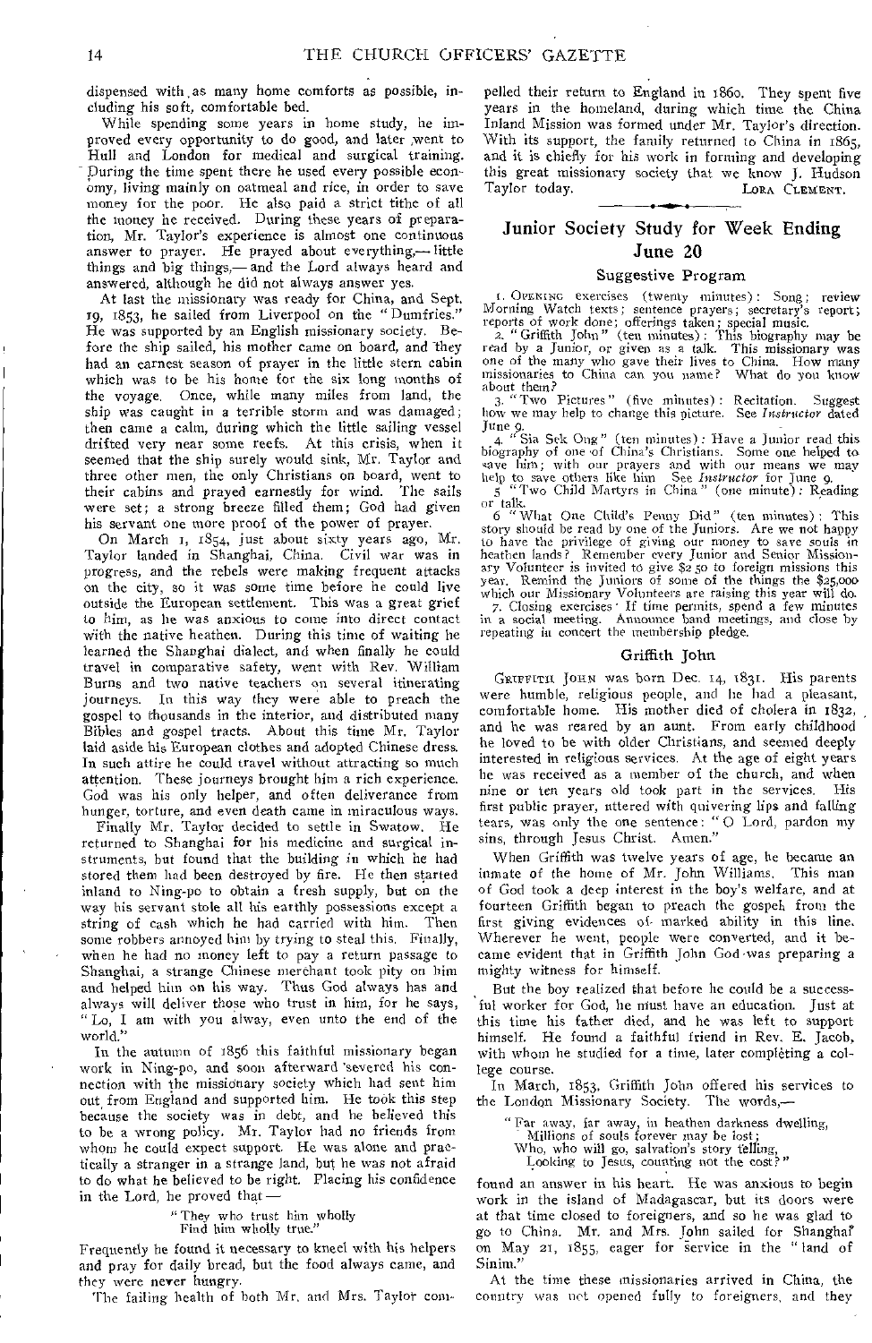dispensed with as many home comforts as possible, including his soft, comfortable bed.

While spending some years in home study, he improved every opportunity to do good, and later went to Hull and London for medical and surgical training. During the time spent there he used every possible economy, living mainly on oatmeal and rice, in order to save money for the poor. He also paid a strict tithe of all the money he received. During these years of preparation, Mr. Taylor's experience is almost one continuous answer to prayer. He prayed about everything,— little things and big things,— and the Lord always heard and answered, although he did not always answer yes.

At last the missionary was ready for China, and Sept. 19, 1853, he sailed from Liverpool on the "Dumfries." He was supported by an English missionary society. Before the ship sailed, his mother came on board, and they had an earnest season of prayer in the little stern cabin which was to be his home for the six long months of the voyage. Once, while many miles from land, the ship was caught in a terrible storm and was damaged; then came a calm, during which the little sailing vessel drifted very near some reefs. At this crisis, when it seemed that the ship surely would sink, Mr. Taylor and three other men, the only Christians on board, went to their cabins and prayed earnestly for wind. The sails were set; a strong breeze filled them; God had given his servant one more proof of the power of prayer.

On March 1, 1854, just about sixty years ago, Mr. Taylor landed in Shanghai, China. Civil war was in progress, and the rebels were making frequent attacks on the city, so it was some time before he could live outside the European settlement. This was a great grief to him, as he was anxious to come into direct contact with the native heathen. During this time of waiting he learned the Shanghai dialect, and when finally he could travel in comparative safety, went with Rev. William Burns and two native teachers on several itinerating journeys. In this way they were able to preach the gospel to thousands in the interior, and distributed many Bibles and gospel tracts. About this time Mr. Taylor laid aside his European clothes and adopted Chinese dress. In such attire he could travel without attracting so much attention. These journeys brought him a rich experience. God was his only helper, and often deliverance from hunger, torture, and even death came in miraculous ways.

Finally Mr. Taylor decided to settle in Swatow. He returned to Shanghai for his medicine and surgical instruments, but found that the building in which he had stored them had been destroyed by fire. He then started inland to Ning-po to obtain a fresh supply, but on the way his servant stole all his earthly possessions except a string of cash which he had carried with him. Then some robbers annoyed him by trying to steal this. Finally, when he had no money left to pay a return passage to Shanghai, a strange Chinese merchant took pity on him and helped him on his way. Thus God always has and always will deliver those who trust in him, for he says, "Lo, I am with you alway, even unto the end of the world."

In the autumn of 1856 this faithful missionary began work in Ning-po, and soon afterward severed his connection with the missionary society which had sent him out from England and supported him. He took this step because the society was in debt, and he believed this to be a wrong policy. Mr. Taylor had no friends from whom he could expect support. He was alone and practically a stranger in a strange land, but he was not afraid to do what he believed to be right. Placing his confidence in the Lord, he proved that —

"They who trust him wholly
Find him wholly true."

Frequently he found it necessary to kneel with his helpers and pray for daily bread, but the food always came, and they were never hungry.

The failing health of both Mr. and Mrs. Taylor compelled their return to England in 1860. They spent five years in the homeland, during which time the China Inland Mission was formed under Mr. Taylor's direction. With its support, the family returned to China in 1865, and it is chiefly for his work in forming and developing this great missionary society that we know J. Hudson Taylor today.

LORA CLEMENT.

## Junior Society Study for Week Ending June 20

### Suggestive Program

1. OPENING exercises (twenty minutes): Song; review Morning Watch texts; sentence prayers; secretary's report; reports of work done; offerings taken; special music.
2. "Griffith John" (ten minutes): This biography may be read by a Junior, or given as a talk. This missionary was one of the many who gave their lives to China. How many missionaries to China can you name? What do you know about them?
3. "Two Pictures" (five minutes): Recitation. Suggest how we may help to change this picture. See *Instructor* dated June 9.
4. "Sia Sek Ong" (ten minutes): Have a Junior read this biography of one of China's Christians. Some one helped to save him; with our prayers and with our means we may help to save others like him. See *Instructor* for June 9.
5. "Two Child Martyrs in China" (one minute): Reading or talk.
6. "What One Child's Penny Did" (ten minutes): This story should be read by one of the Juniors. Are we not happy to have the privilege of giving our money to save souls in heathen lands? Remember every Junior and Senior Missionary Volunteer is invited to give $2.50 to foreign missions this year. Remind the Juniors of some of the things the $25,000 which our Missionary Volunteers are raising this year will do.
7. Closing exercises: If time permits, spend a few minutes in a social meeting. Announce band meetings, and close by repeating in concert the membership pledge.

### Griffith John

GRIFFITH JOHN was born Dec. 14, 1831. His parents were humble, religious people, and he had a pleasant, comfortable home. His mother died of cholera in 1832, and he was reared by an aunt. From early childhood he loved to be with older Christians, and seemed deeply interested in religious services. At the age of eight years he was received as a member of the church, and when nine or ten years old took part in the services. His first public prayer, uttered with quivering lips and falling tears, was only the one sentence: "O Lord, pardon my sins, through Jesus Christ. Amen."

When Griffith was twelve years of age, he became an inmate of the home of Mr. John Williams. This man of God took a deep interest in the boy's welfare, and at fourteen Griffith began to preach the gospel from the first giving evidences of marked ability in this line. Wherever he went, people were converted, and it became evident that in Griffith John God was preparing a mighty witness for himself.

But the boy realized that before he could be a successful worker for God, he must have an education. Just at this time his father died, and he was left to support himself. He found a faithful friend in Rev. E. Jacob, with whom he studied for a time, later completing a college course.

In March, 1853, Griffith John offered his services to the London Missionary Society. The words,—

"Far away, far away, in heathen darkness dwelling,
Millions of souls forever may be lost;
Who, who will go, salvation's story telling,
Looking to Jesus, counting not the cost?"

found an answer in his heart. He was anxious to begin work in the island of Madagascar, but its doors were at that time closed to foreigners, and so he was glad to go to China. Mr. and Mrs. John sailed for Shanghai on May 21, 1855, eager for service in the "land of Sinim."

At the time these missionaries arrived in China, the country was not opened fully to foreigners, and they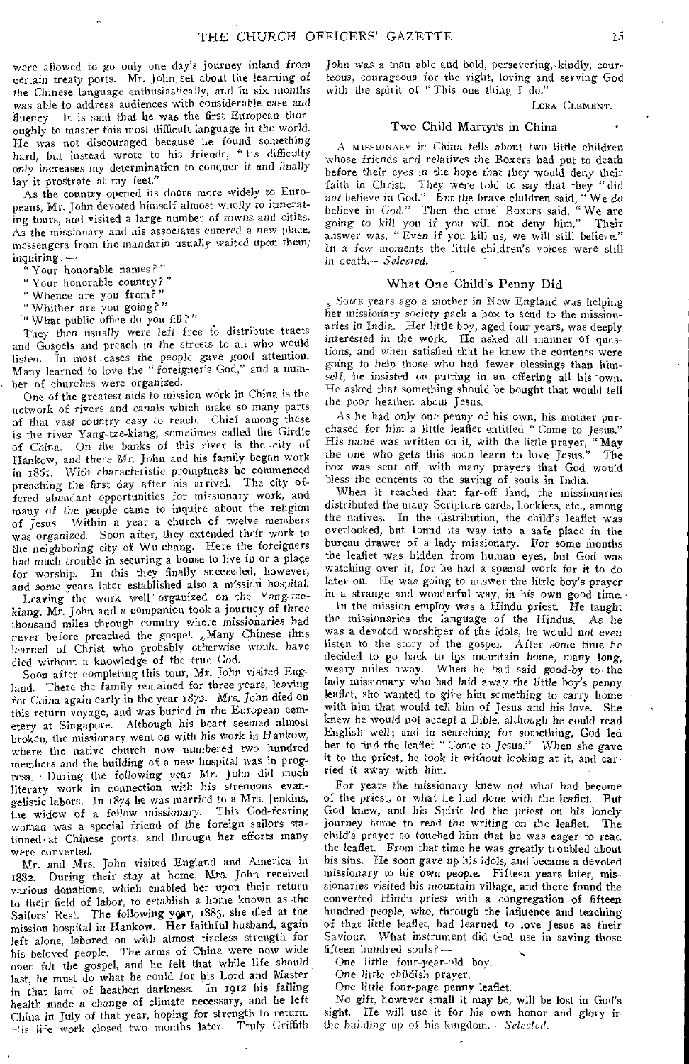were allowed to go only one day's journey inland from certain treaty ports. Mr. John set about the learning of the Chinese language enthusiastically, and in six months was able to address audiences with considerable ease and fluency. It is said that he was the first European thoroughly to master this most difficult language in the world. He was not discouraged because he found something hard, but instead wrote to his friends, "Its difficulty only increases my determination to conquer it and finally lay it prostrate at my feet."

As the country opened its doors more widely to Europeans, Mr. John devoted himself almost wholly to itinerating tours, and visited a large number of towns and cities. As the missionary and his associates entered a new place, messengers from the mandarin usually waited upon them, inquiring: —

"Your honorable names?"

"Your honorable country?"

"Whence are you from?"

"Whither are you going?"

"What public office do you fill?"

They then usually were left free to distribute tracts and Gospels and preach in the streets to all who would listen. In most cases the people gave good attention. Many learned to love the "foreigner's God," and a number of churches were organized.

One of the greatest aids to mission work in China is the network of rivers and canals which make so many parts of that vast country easy to reach. Chief among these is the river Yang-tze-kiang, sometimes called the Girdle of China. On the banks of this river is the city of Hankow, and there Mr. John and his family began work in 1861. With characteristic promptness he commenced preaching the first day after his arrival. The city offered abundant opportunities for missionary work, and many of the people came to inquire about the religion of Jesus. Within a year a church of twelve members was organized. Soon after, they extended their work to the neighboring city of Wu-chang. Here the foreigners had much trouble in securing a house to live in or a place for worship. In this they finally succeeded, however, and some years later established also a mission hospital.

Leaving the work well organized on the Yang-tze-kiang, Mr. John and a companion took a journey of three thousand miles through country where missionaries had never before preached the gospel. Many Chinese thus learned of Christ who probably otherwise would have died without a knowledge of the true God.

Soon after completing this tour, Mr. John visited England. There the family remained for three years, leaving for China again early in the year 1872. Mrs. John died on this return voyage, and was buried in the European cemetery at Singapore. Although his heart seemed almost broken, the missionary went on with his work in Hankow, where the native church now numbered two hundred members and the building of a new hospital was in progress. During the following year Mr. John did much literary work in connection with his strenuous evangelistic labors. In 1874 he was married to a Mrs. Jenkins, the widow of a fellow missionary. This God-fearing woman was a special friend of the foreign sailors stationed at Chinese ports, and through her efforts many were converted.

Mr. and Mrs. John visited England and America in 1882. During their stay at home, Mrs. John received various donations, which enabled her upon their return to their field of labor, to establish a home known as the Sailors' Rest. The following year, 1885, she died at the mission hospital in Hankow. Her faithful husband, again left alone, labored on with almost tireless strength for his beloved people. The arms of China were now wide open for the gospel, and he felt that while life should last, he must do what he could for his Lord and Master in that land of heathen darkness. In 1912 his failing health made a change of climate necessary, and he left China in July of that year, hoping for strength to return. His life work closed two months later. Truly Griffith John was a man able and bold, persevering, kindly, courteous, courageous for the right, loving and serving God with the spirit of "This one thing I do."

LORA CLEMENT.

## Two Child Martyrs in China

A MISSIONARY in China tells about two little children whose friends and relatives the Boxers had put to death before their eyes in the hope that they would deny their faith in Christ. They were told to say that they "did *not* believe in God." But the brave children said, "We *do* believe in God." Then the cruel Boxers said, "We are going to kill you if you will not deny him." Their answer was, "Even if you kill us, we will still believe." In a few moments the little children's voices were still in death.— *Selected.*

## What One Child's Penny Did

SOME years ago a mother in New England was helping her missionary society pack a box to send to the missionaries in India. Her little boy, aged four years, was deeply interested in the work. He asked all manner of questions, and when satisfied that he knew the contents were going to help those who had fewer blessings than himself, he insisted on putting in an offering all his own. He asked that something should be bought that would tell the poor heathen about Jesus.

As he had only one penny of his own, his mother purchased for him a little leaflet entitled "Come to Jesus." His name was written on it, with the little prayer, "May the one who gets this soon learn to love Jesus." The box was sent off, with many prayers that God would bless the contents to the saving of souls in India.

When it reached that far-off land, the missionaries distributed the many Scripture cards, booklets, etc., among the natives. In the distribution, the child's leaflet was overlooked, but found its way into a safe place in the bureau drawer of a lady missionary. For some months the leaflet was hidden from human eyes, but God was watching over it, for he had a special work for it to do later on. He was going to answer the little boy's prayer in a strange and wonderful way, in his own good time.

In the mission employ was a Hindu priest. He taught the missionaries the language of the Hindus. As he was a devoted worshiper of the idols, he would not even listen to the story of the gospel. After some time he decided to go back to his mountain home, many long, weary miles away. When he had said good-by to the lady missionary who had laid away the little boy's penny leaflet, she wanted to give him something to carry home with him that would tell him of Jesus and his love. She knew he would not accept a Bible, although he could read English well; and in searching for something, God led her to find the leaflet "Come to Jesus." When she gave it to the priest, he took it without looking at it, and carried it away with him.

For years the missionary knew not what had become of the priest, or what he had done with the leaflet. But God knew, and his Spirit led the priest on his lonely journey home to read the writing on the leaflet. The child's prayer so touched him that he was eager to read the leaflet. From that time he was greatly troubled about his sins. He soon gave up his idols, and became a devoted missionary to his own people. Fifteen years later, missionaries visited his mountain village, and there found the converted Hindu priest with a congregation of fifteen hundred people, who, through the influence and teaching of that little leaflet, had learned to love Jesus as their Saviour. What instrument did God use in saving those fifteen hundred souls? —

One little four-year-old boy.

One little childish prayer.

One little four-page penny leaflet.

No gift, however small it may be, will be lost in God's sight. He will use it for his own honor and glory in the building up of his kingdom.— *Selected.*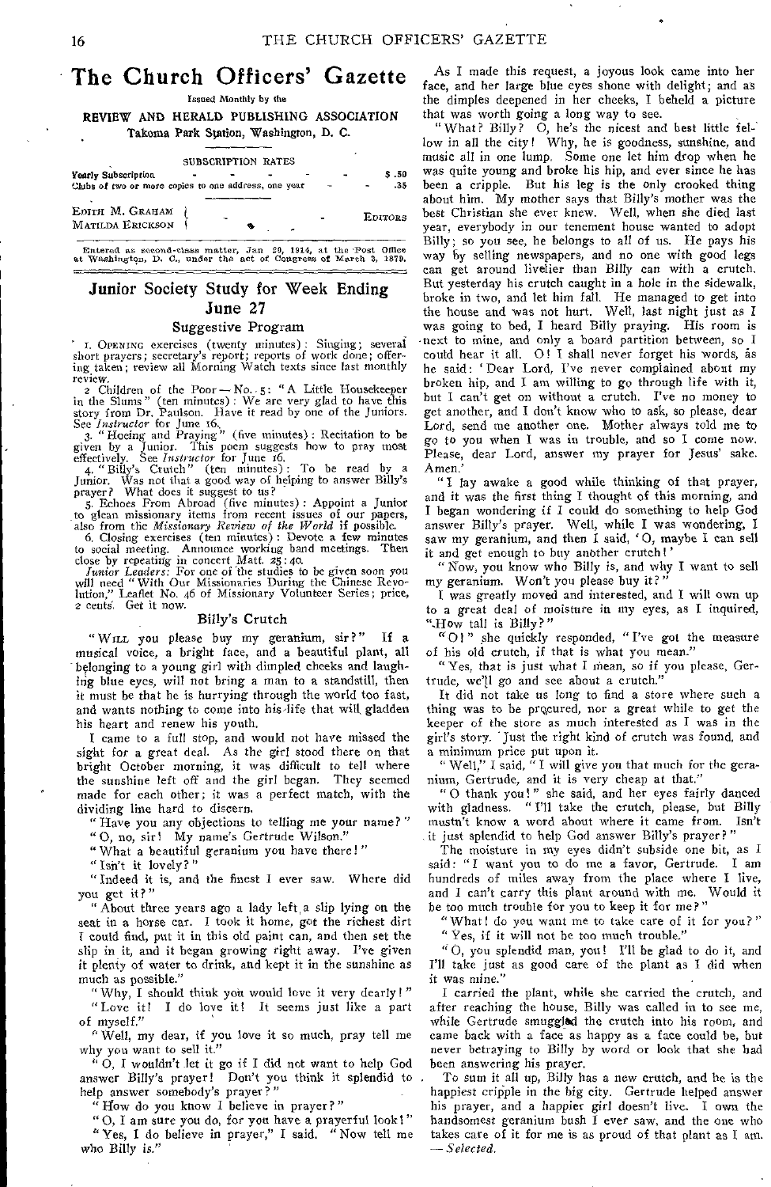# The Church Officers' Gazette

Issued Monthly by the

**REVIEW AND HERALD PUBLISHING ASSOCIATION**

Takoma Park Station, Washington, D. C.

SUBSCRIPTION RATES

| | |
|---|---|
| Yearly Subscription | $ .50 |
| Clubs of two or more copies to one address, one year | .35 |

EDITH M. GRAHAM, MATILDA ERICKSON — EDITORS

Entered as second-class matter, Jan 20, 1914, at the Post Office at Washington, D. C., under the act of Congress of March 3, 1879.

## Junior Society Study for Week Ending June 27

### Suggestive Program

1. OPENING exercises (twenty minutes): Singing; several short prayers; secretary's report; reports of work done; offering taken; review all Morning Watch texts since last monthly review.

2. Children of the Poor — No. 5: "A Little Housekeeper in the Slums" (ten minutes): We are very glad to have this story from Dr. Paulson. Have it read by one of the Juniors. See *Instructor* for June 16.

3. "Hoeing and Praying" (five minutes): Recitation to be given by a Junior. This poem suggests how to pray most effectively. See *Instructor* for June 16.

4. "Billy's Crutch" (ten minutes): To be read by a Junior. Was not that a good way of helping to answer Billy's prayer? What does it suggest to us?

5. Echoes From Abroad (five minutes): Appoint a Junior to glean missionary items from recent issues of our papers, also from the *Missionary Review of the World* if possible.

6. Closing exercises (ten minutes): Devote a few minutes to social meeting. Announce working band meetings. Then close by repeating in concert Matt. 25: 40.

*Junior Leaders:* For one of the studies to be given soon you will need "With Our Missionaries During the Chinese Revolution," Leaflet No. 46 of Missionary Volunteer Series; price, 2 cents. Get it now.

### Billy's Crutch

"WILL you please buy my geranium, sir?" If a musical voice, a bright face, and a beautiful plant, all belonging to a young girl with dimpled cheeks and laughing blue eyes, will not bring a man to a standstill, then it must be that he is hurrying through the world too fast, and wants nothing to come into his life that will gladden his heart and renew his youth.

I came to a full stop, and would not have missed the sight for a great deal. As the girl stood there on that bright October morning, it was difficult to tell where the sunshine left off and the girl began. They seemed made for each other; it was a perfect match, with the dividing line hard to discern.

"Have you any objections to telling me your name?"

"O, no, sir! My name's Gertrude Wilson."

"What a beautiful geranium you have there!"

"Isn't it lovely?"

"Indeed it is, and the finest I ever saw. Where did you get it?"

"About three years ago a lady left a slip lying on the seat in a horse car. I took it home, got the richest dirt I could find, put it in this old paint can, and then set the slip in it, and it began growing right away. I've given it plenty of water to drink, and kept it in the sunshine as much as possible."

"Why, I should think you would love it very dearly!"

"Love it! I do love it! It seems just like a part of myself."

"Well, my dear, if you love it so much, pray tell me why you want to sell it."

"O, I wouldn't let it go if I did not want to help God answer Billy's prayer! Don't you think it splendid to help answer somebody's prayer?"

"How do you know I believe in prayer?"

"O, I am sure you do, for you have a prayerful look!"

"Yes, I do believe in prayer," I said. "Now tell me who Billy is."

As I made this request, a joyous look came into her face, and her large blue eyes shone with delight; and as the dimples deepened in her cheeks, I beheld a picture that was worth going a long way to see.

"What? Billy? O, he's the nicest and best little fellow in all the city! Why, he is goodness, sunshine, and music all in one lump. Some one let him drop when he was quite young and broke his hip, and ever since he has been a cripple. But his leg is the only crooked thing about him. My mother says that Billy's mother was the best Christian she ever knew. Well, when she died last year, everybody in our tenement house wanted to adopt Billy; so you see, he belongs to all of us. He pays his way by selling newspapers, and no one with good legs can get around livelier than Billy can with a crutch. But yesterday his crutch caught in a hole in the sidewalk, broke in two, and let him fall. He managed to get into the house and was not hurt. Well, last night just as I was going to bed, I heard Billy praying. His room is next to mine, and only a board partition between, so I could hear it all. O! I shall never forget his words, as he said: 'Dear Lord, I've never complained about my broken hip, and I am willing to go through life with it, but I can't get on without a crutch. I've no money to get another, and I don't know who to ask, so please, dear Lord, send me another one. Mother always told me to go to you when I was in trouble, and so I come now. Please, dear Lord, answer my prayer for Jesus' sake. Amen.'

"I lay awake a good while thinking of that prayer, and it was the first thing I thought of this morning, and I began wondering if I could do something to help God answer Billy's prayer. Well, while I was wondering, I saw my geranium, and then I said, 'O, maybe I can sell it and get enough to buy another crutch!'

"Now, you know who Billy is, and why I want to sell my geranium. Won't you please buy it?"

I was greatly moved and interested, and I will own up to a great deal of moisture in my eyes, as I inquired, "How tall is Billy?"

"O!" she quickly responded, "I've got the measure of his old crutch, if that is what you mean."

"Yes, that is just what I mean, so if you please, Gertrude, we'll go and see about a crutch."

It did not take us long to find a store where such a thing was to be procured, nor a great while to get the keeper of the store as much interested as I was in the girl's story. Just the right kind of crutch was found, and a minimum price put upon it.

"Well," I said, "I will give you that much for the geranium, Gertrude, and it is very cheap at that."

"O thank you!" she said, and her eyes fairly danced with gladness. "I'll take the crutch, please, but Billy mustn't know a word about where it came from. Isn't it just splendid to help God answer Billy's prayer?"

The moisture in my eyes didn't subside one bit, as I said: "I want you to do me a favor, Gertrude. I am hundreds of miles away from the place where I live, and I can't carry this plant around with me. Would it be too much trouble for you to keep it for me?"

"What! do you want me to take care of it for you?"

"Yes, if it will not be too much trouble."

"O, you splendid man, you! I'll be glad to do it, and I'll take just as good care of the plant as I did when it was mine."

I carried the plant, while she carried the crutch, and after reaching the house, Billy was called in to see me, while Gertrude smuggled the crutch into his room, and came back with a face as happy as a face could be, but never betraying to Billy by word or look that she had been answering his prayer.

To sum it all up, Billy has a new crutch, and he is the happiest cripple in the big city. Gertrude helped answer his prayer, and a happier girl doesn't live. I own the handsomest geranium bush I ever saw, and the one who takes care of it for me is as proud of that plant as I am. — *Selected.*